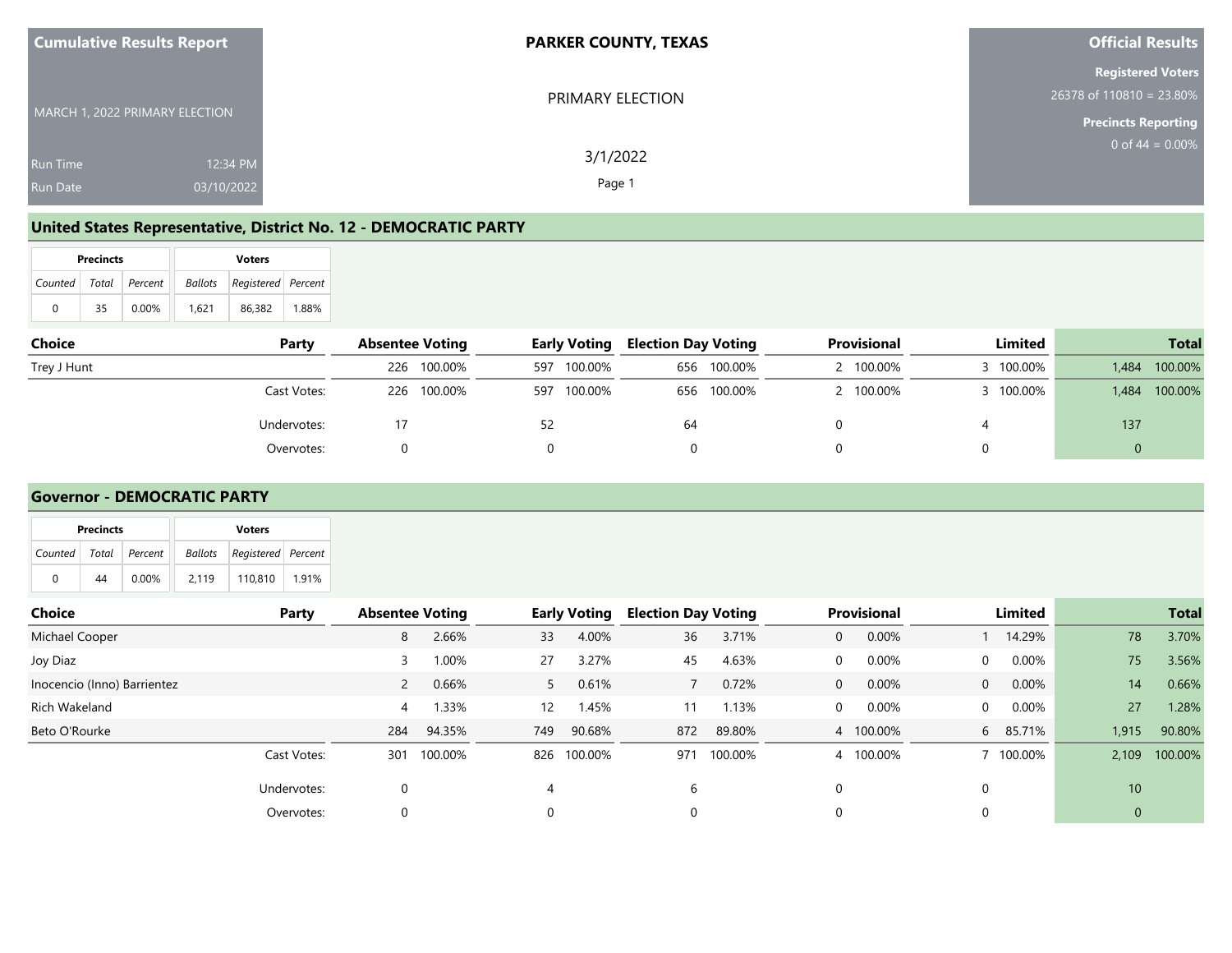**Cumulative Results Report**

MARCH 1, 2022 PRIMARY ELECTION

Run Time 12:34 PM
Run Date 03/10/2022

**PARKER COUNTY, TEXAS**

PRIMARY ELECTION

3/1/2022

**Official Results**

**Registered Voters**
26378 of 110810 = 23.80%

**Precincts Reporting**
0 of 44 = 0.00%

## United States Representative, District No. 12 - DEMOCRATIC PARTY

| Precincts | | | Voters | | |
|---|---|---|---|---|---|
| *Counted* | *Total* | *Percent* | *Ballots* | *Registered* | *Percent* |
| 0 | 35 | 0.00% | 1,621 | 86,382 | 1.88% |

| Choice | Party | Absentee Voting | | Early Voting | | Election Day Voting | | Provisional | | Limited | | Total | |
|---|---|---|---|---|---|---|---|---|---|---|---|---|---|
| Trey J Hunt | | 226 | 100.00% | 597 | 100.00% | 656 | 100.00% | 2 | 100.00% | 3 | 100.00% | 1,484 | 100.00% |
| | Cast Votes: | 226 | 100.00% | 597 | 100.00% | 656 | 100.00% | 2 | 100.00% | 3 | 100.00% | 1,484 | 100.00% |
| | Undervotes: | 17 | | 52 | | 64 | | 0 | | 4 | | 137 | |
| | Overvotes: | 0 | | 0 | | 0 | | 0 | | 0 | | 0 | |

## Governor - DEMOCRATIC PARTY

| Precincts | | | Voters | | |
|---|---|---|---|---|---|
| *Counted* | *Total* | *Percent* | *Ballots* | *Registered* | *Percent* |
| 0 | 44 | 0.00% | 2,119 | 110,810 | 1.91% |

| Choice | Party | Absentee Voting | | Early Voting | | Election Day Voting | | Provisional | | Limited | | Total | |
|---|---|---|---|---|---|---|---|---|---|---|---|---|---|
| Michael Cooper | | 8 | 2.66% | 33 | 4.00% | 36 | 3.71% | 0 | 0.00% | 1 | 14.29% | 78 | 3.70% |
| Joy Diaz | | 3 | 1.00% | 27 | 3.27% | 45 | 4.63% | 0 | 0.00% | 0 | 0.00% | 75 | 3.56% |
| Inocencio (Inno) Barrientez | | 2 | 0.66% | 5 | 0.61% | 7 | 0.72% | 0 | 0.00% | 0 | 0.00% | 14 | 0.66% |
| Rich Wakeland | | 4 | 1.33% | 12 | 1.45% | 11 | 1.13% | 0 | 0.00% | 0 | 0.00% | 27 | 1.28% |
| Beto O'Rourke | | 284 | 94.35% | 749 | 90.68% | 872 | 89.80% | 4 | 100.00% | 6 | 85.71% | 1,915 | 90.80% |
| | Cast Votes: | 301 | 100.00% | 826 | 100.00% | 971 | 100.00% | 4 | 100.00% | 7 | 100.00% | 2,109 | 100.00% |
| | Undervotes: | 0 | | 4 | | 6 | | 0 | | 0 | | 10 | |
| | Overvotes: | 0 | | 0 | | 0 | | 0 | | 0 | | 0 | |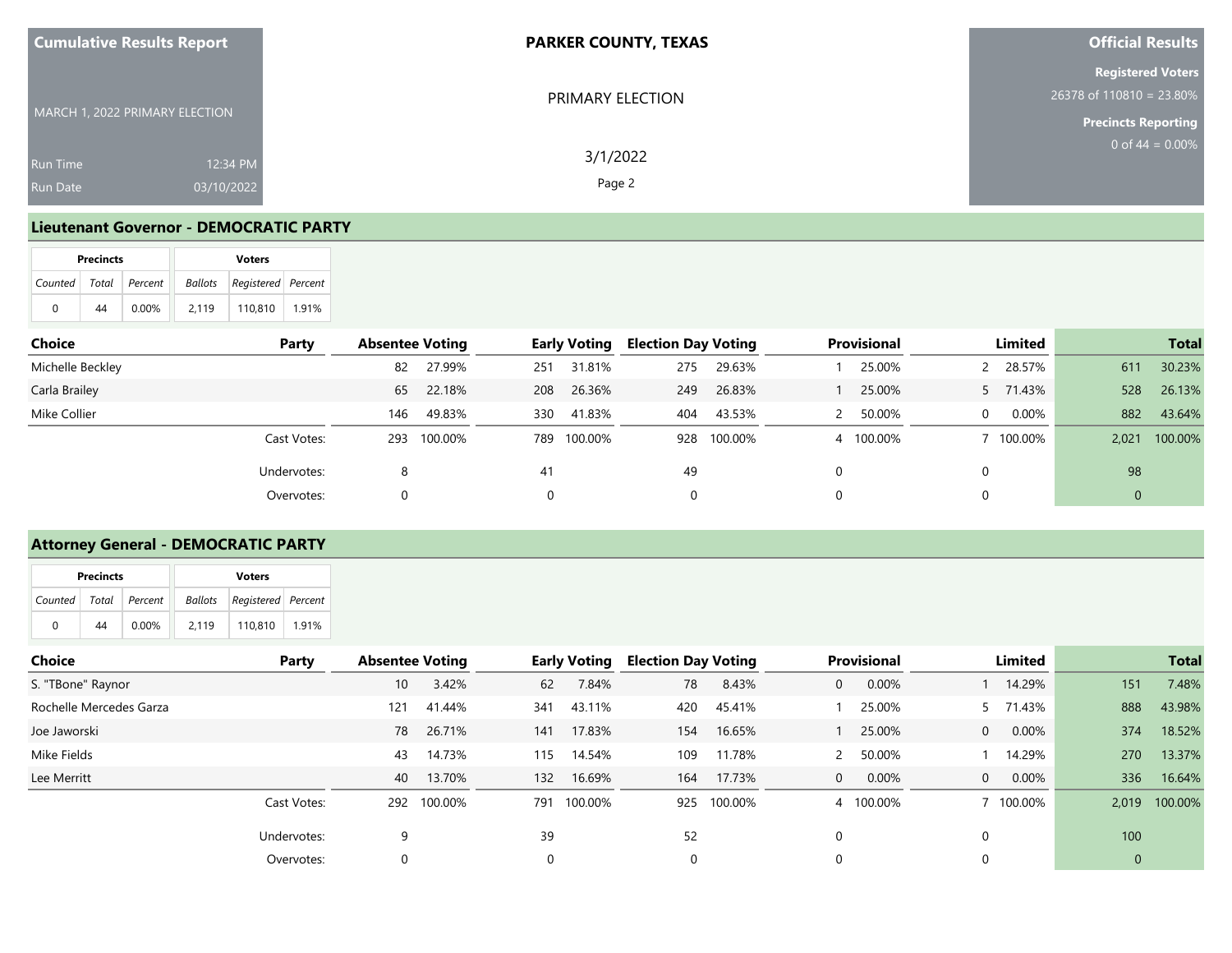Cumulative Results Report

MARCH 1, 2022 PRIMARY ELECTION

Run Time 12:34 PM
Run Date 03/10/2022

**PARKER COUNTY, TEXAS**

PRIMARY ELECTION

3/1/2022

**Official Results**

**Registered Voters**
26378 of 110810 = 23.80%

**Precincts Reporting**
0 of 44 = 0.00%

## Lieutenant Governor - DEMOCRATIC PARTY

| Precincts | | | Voters | | |
|---|---|---|---|---|---|
| *Counted* | *Total* | *Percent* | *Ballots* | *Registered* | *Percent* |
| 0 | 44 | 0.00% | 2,119 | 110,810 | 1.91% |

| Choice | Party | Absentee Voting | | Early Voting | | Election Day Voting | | Provisional | | Limited | | Total | |
|---|---|---|---|---|---|---|---|---|---|---|---|---|---|
| Michelle Beckley | | 82 | 27.99% | 251 | 31.81% | 275 | 29.63% | 1 | 25.00% | 2 | 28.57% | 611 | 30.23% |
| Carla Brailey | | 65 | 22.18% | 208 | 26.36% | 249 | 26.83% | 1 | 25.00% | 5 | 71.43% | 528 | 26.13% |
| Mike Collier | | 146 | 49.83% | 330 | 41.83% | 404 | 43.53% | 2 | 50.00% | 0 | 0.00% | 882 | 43.64% |
| | Cast Votes: | 293 | 100.00% | 789 | 100.00% | 928 | 100.00% | 4 | 100.00% | 7 | 100.00% | 2,021 | 100.00% |
| | Undervotes: | 8 | | 41 | | 49 | | 0 | | 0 | | 98 | |
| | Overvotes: | 0 | | 0 | | 0 | | 0 | | 0 | | 0 | |

## Attorney General - DEMOCRATIC PARTY

| Precincts | | | Voters | | |
|---|---|---|---|---|---|
| *Counted* | *Total* | *Percent* | *Ballots* | *Registered* | *Percent* |
| 0 | 44 | 0.00% | 2,119 | 110,810 | 1.91% |

| Choice | Party | Absentee Voting | | Early Voting | | Election Day Voting | | Provisional | | Limited | | Total | |
|---|---|---|---|---|---|---|---|---|---|---|---|---|---|
| S. "TBone" Raynor | | 10 | 3.42% | 62 | 7.84% | 78 | 8.43% | 0 | 0.00% | 1 | 14.29% | 151 | 7.48% |
| Rochelle Mercedes Garza | | 121 | 41.44% | 341 | 43.11% | 420 | 45.41% | 1 | 25.00% | 5 | 71.43% | 888 | 43.98% |
| Joe Jaworski | | 78 | 26.71% | 141 | 17.83% | 154 | 16.65% | 1 | 25.00% | 0 | 0.00% | 374 | 18.52% |
| Mike Fields | | 43 | 14.73% | 115 | 14.54% | 109 | 11.78% | 2 | 50.00% | 1 | 14.29% | 270 | 13.37% |
| Lee Merritt | | 40 | 13.70% | 132 | 16.69% | 164 | 17.73% | 0 | 0.00% | 0 | 0.00% | 336 | 16.64% |
| | Cast Votes: | 292 | 100.00% | 791 | 100.00% | 925 | 100.00% | 4 | 100.00% | 7 | 100.00% | 2,019 | 100.00% |
| | Undervotes: | 9 | | 39 | | 52 | | 0 | | 0 | | 100 | |
| | Overvotes: | 0 | | 0 | | 0 | | 0 | | 0 | | 0 | |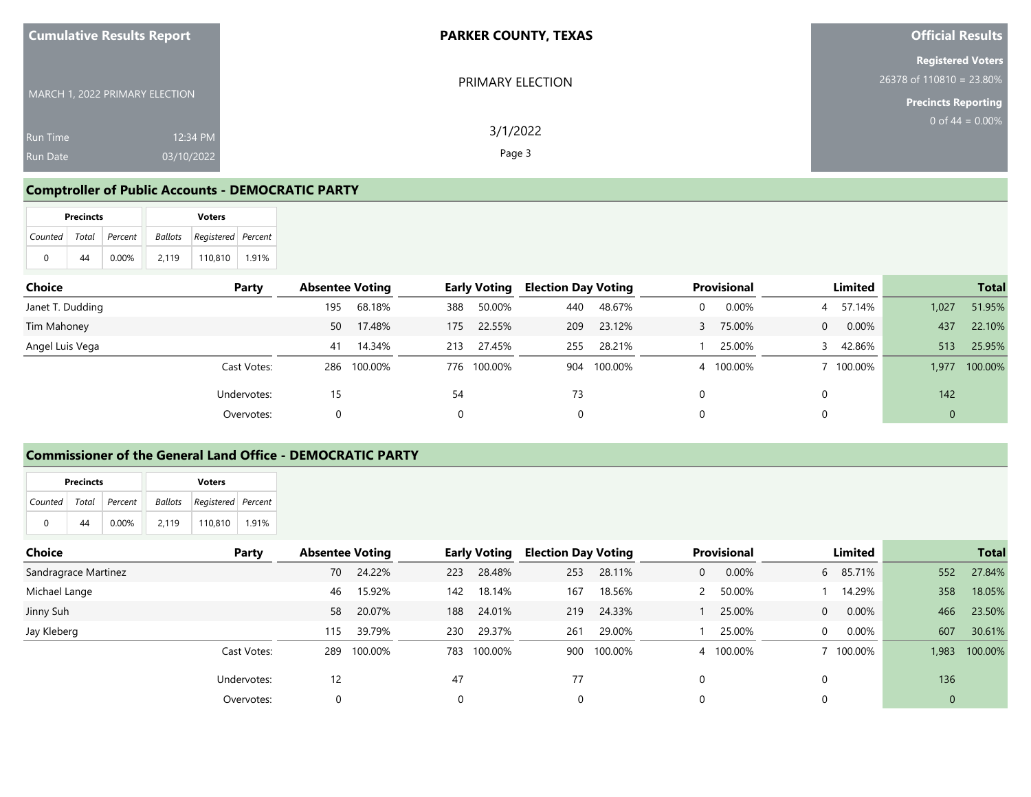## Comptroller of Public Accounts - DEMOCRATIC PARTY

| Precincts | | | Voters | | |
|---|---|---|---|---|---|
| Counted | Total | Percent | Ballots | Registered | Percent |
| 0 | 44 | 0.00% | 2,119 | 110,810 | 1.91% |

| Choice | Party | Absentee Voting | | Early Voting | | Election Day Voting | | Provisional | | Limited | | Total | |
|---|---|---|---|---|---|---|---|---|---|---|---|---|---|
| Janet T. Dudding | | 195 | 68.18% | 388 | 50.00% | 440 | 48.67% | 0 | 0.00% | 4 | 57.14% | 1,027 | 51.95% |
| Tim Mahoney | | 50 | 17.48% | 175 | 22.55% | 209 | 23.12% | 3 | 75.00% | 0 | 0.00% | 437 | 22.10% |
| Angel Luis Vega | | 41 | 14.34% | 213 | 27.45% | 255 | 28.21% | 1 | 25.00% | 3 | 42.86% | 513 | 25.95% |
| | Cast Votes: | 286 | 100.00% | 776 | 100.00% | 904 | 100.00% | 4 | 100.00% | 7 | 100.00% | 1,977 | 100.00% |
| | Undervotes: | 15 | | 54 | | 73 | | 0 | | 0 | | 142 | |
| | Overvotes: | 0 | | 0 | | 0 | | 0 | | 0 | | 0 | |

## Commissioner of the General Land Office - DEMOCRATIC PARTY

| Precincts | | | Voters | | |
|---|---|---|---|---|---|
| Counted | Total | Percent | Ballots | Registered | Percent |
| 0 | 44 | 0.00% | 2,119 | 110,810 | 1.91% |

| Choice | Party | Absentee Voting | | Early Voting | | Election Day Voting | | Provisional | | Limited | | Total | |
|---|---|---|---|---|---|---|---|---|---|---|---|---|---|
| Sandragrace Martinez | | 70 | 24.22% | 223 | 28.48% | 253 | 28.11% | 0 | 0.00% | 6 | 85.71% | 552 | 27.84% |
| Michael Lange | | 46 | 15.92% | 142 | 18.14% | 167 | 18.56% | 2 | 50.00% | 1 | 14.29% | 358 | 18.05% |
| Jinny Suh | | 58 | 20.07% | 188 | 24.01% | 219 | 24.33% | 1 | 25.00% | 0 | 0.00% | 466 | 23.50% |
| Jay Kleberg | | 115 | 39.79% | 230 | 29.37% | 261 | 29.00% | 1 | 25.00% | 0 | 0.00% | 607 | 30.61% |
| | Cast Votes: | 289 | 100.00% | 783 | 100.00% | 900 | 100.00% | 4 | 100.00% | 7 | 100.00% | 1,983 | 100.00% |
| | Undervotes: | 12 | | 47 | | 77 | | 0 | | 0 | | 136 | |
| | Overvotes: | 0 | | 0 | | 0 | | 0 | | 0 | | 0 | |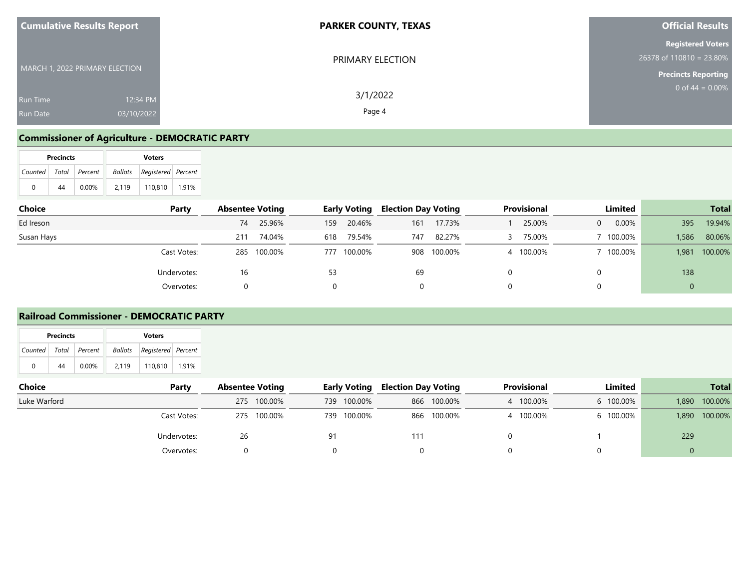## Commissioner of Agriculture - DEMOCRATIC PARTY

| Precincts | | | Voters | | |
|---|---|---|---|---|---|
| Counted | Total | Percent | Ballots | Registered | Percent |
| 0 | 44 | 0.00% | 2,119 | 110,810 | 1.91% |

| Choice | Party | Absentee Voting | | Early Voting | | Election Day Voting | | Provisional | | Limited | | Total | |
|---|---|---|---|---|---|---|---|---|---|---|---|---|---|
| Ed Ireson | | 74 | 25.96% | 159 | 20.46% | 161 | 17.73% | 1 | 25.00% | 0 | 0.00% | 395 | 19.94% |
| Susan Hays | | 211 | 74.04% | 618 | 79.54% | 747 | 82.27% | 3 | 75.00% | 7 | 100.00% | 1,586 | 80.06% |
| | Cast Votes: | 285 | 100.00% | 777 | 100.00% | 908 | 100.00% | 4 | 100.00% | 7 | 100.00% | 1,981 | 100.00% |
| | Undervotes: | 16 | | 53 | | 69 | | 0 | | 0 | | 138 | |
| | Overvotes: | 0 | | 0 | | 0 | | 0 | | 0 | | 0 | |

## Railroad Commissioner - DEMOCRATIC PARTY

| Precincts | | | Voters | | |
|---|---|---|---|---|---|
| Counted | Total | Percent | Ballots | Registered | Percent |
| 0 | 44 | 0.00% | 2,119 | 110,810 | 1.91% |

| Choice | Party | Absentee Voting | | Early Voting | | Election Day Voting | | Provisional | | Limited | | Total | |
|---|---|---|---|---|---|---|---|---|---|---|---|---|---|
| Luke Warford | | 275 | 100.00% | 739 | 100.00% | 866 | 100.00% | 4 | 100.00% | 6 | 100.00% | 1,890 | 100.00% |
| | Cast Votes: | 275 | 100.00% | 739 | 100.00% | 866 | 100.00% | 4 | 100.00% | 6 | 100.00% | 1,890 | 100.00% |
| | Undervotes: | 26 | | 91 | | 111 | | 0 | | 1 | | 229 | |
| | Overvotes: | 0 | | 0 | | 0 | | 0 | | 0 | | 0 | |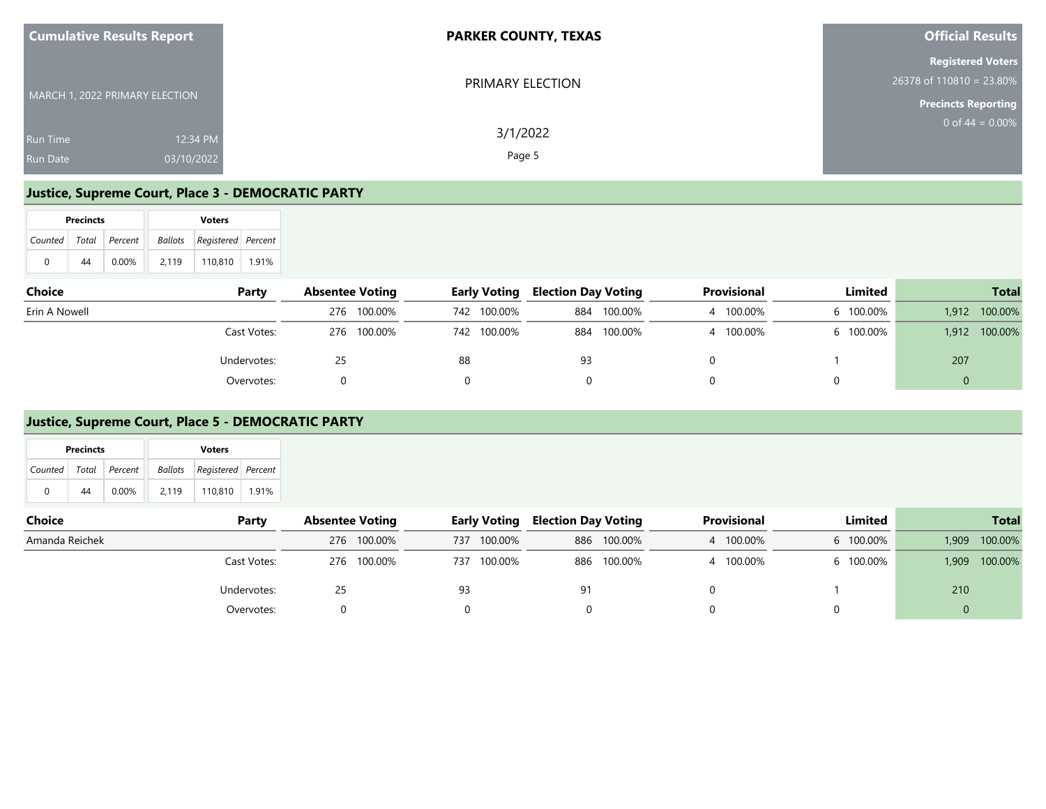# Cumulative Results Report

MARCH 1, 2022 PRIMARY ELECTION

Run Time 12:34 PM
Run Date 03/10/2022

**PARKER COUNTY, TEXAS**

PRIMARY ELECTION

3/1/2022

**Official Results**

**Registered Voters**
26378 of 110810 = 23.80%

**Precincts Reporting**
0 of 44 = 0.00%

## Justice, Supreme Court, Place 3 - DEMOCRATIC PARTY

| Precincts | | | Voters | | |
|---|---|---|---|---|---|
| Counted | Total | Percent | Ballots | Registered | Percent |
| 0 | 44 | 0.00% | 2,119 | 110,810 | 1.91% |

| Choice | Party | Absentee Voting | | Early Voting | | Election Day Voting | | Provisional | | Limited | | Total | |
|---|---|---|---|---|---|---|---|---|---|---|---|---|---|
| Erin A Nowell | | 276 | 100.00% | 742 | 100.00% | 884 | 100.00% | 4 | 100.00% | 6 | 100.00% | 1,912 | 100.00% |
| | Cast Votes: | 276 | 100.00% | 742 | 100.00% | 884 | 100.00% | 4 | 100.00% | 6 | 100.00% | 1,912 | 100.00% |
| | Undervotes: | 25 | | 88 | | 93 | | 0 | | 1 | | 207 | |
| | Overvotes: | 0 | | 0 | | 0 | | 0 | | 0 | | 0 | |

## Justice, Supreme Court, Place 5 - DEMOCRATIC PARTY

| Precincts | | | Voters | | |
|---|---|---|---|---|---|
| Counted | Total | Percent | Ballots | Registered | Percent |
| 0 | 44 | 0.00% | 2,119 | 110,810 | 1.91% |

| Choice | Party | Absentee Voting | | Early Voting | | Election Day Voting | | Provisional | | Limited | | Total | |
|---|---|---|---|---|---|---|---|---|---|---|---|---|---|
| Amanda Reichek | | 276 | 100.00% | 737 | 100.00% | 886 | 100.00% | 4 | 100.00% | 6 | 100.00% | 1,909 | 100.00% |
| | Cast Votes: | 276 | 100.00% | 737 | 100.00% | 886 | 100.00% | 4 | 100.00% | 6 | 100.00% | 1,909 | 100.00% |
| | Undervotes: | 25 | | 93 | | 91 | | 0 | | 1 | | 210 | |
| | Overvotes: | 0 | | 0 | | 0 | | 0 | | 0 | | 0 | |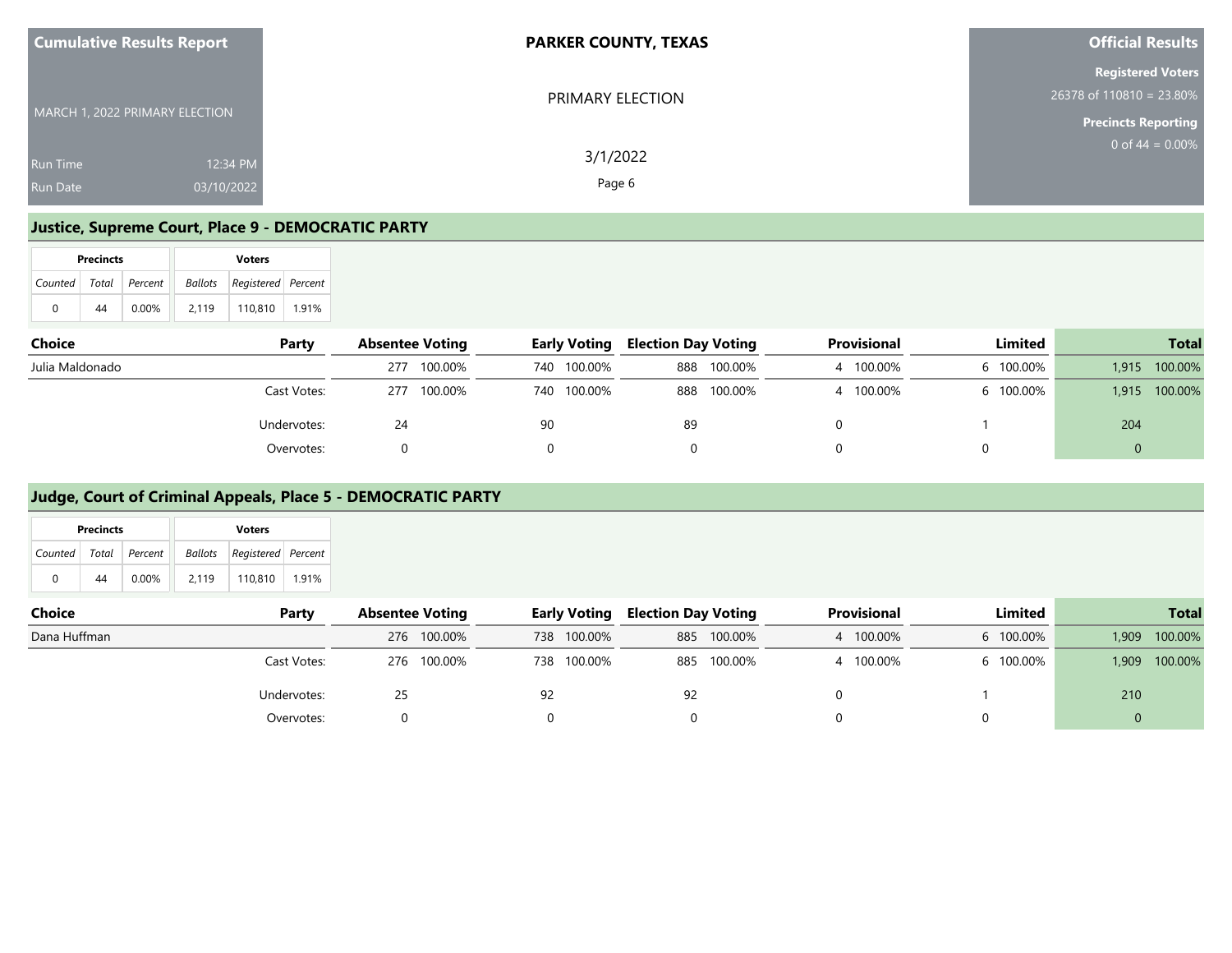**Cumulative Results Report**

MARCH 1, 2022 PRIMARY ELECTION

Run Time 12:34 PM
Run Date 03/10/2022

**PARKER COUNTY, TEXAS**

PRIMARY ELECTION

3/1/2022

**Official Results**

**Registered Voters**
26378 of 110810 = 23.80%

**Precincts Reporting**
0 of 44 = 0.00%

## Justice, Supreme Court, Place 9 - DEMOCRATIC PARTY

| Precincts | | | Voters | | |
|---|---|---|---|---|---|
| Counted | Total | Percent | Ballots | Registered | Percent |
| 0 | 44 | 0.00% | 2,119 | 110,810 | 1.91% |

| Choice | Party | Absentee Voting | | Early Voting | | Election Day Voting | | Provisional | | Limited | | Total | |
|---|---|---|---|---|---|---|---|---|---|---|---|---|---|
| Julia Maldonado | | 277 | 100.00% | 740 | 100.00% | 888 | 100.00% | 4 | 100.00% | 6 | 100.00% | 1,915 | 100.00% |
| | Cast Votes: | 277 | 100.00% | 740 | 100.00% | 888 | 100.00% | 4 | 100.00% | 6 | 100.00% | 1,915 | 100.00% |
| | Undervotes: | 24 | | 90 | | 89 | | 0 | | 1 | | 204 | |
| | Overvotes: | 0 | | 0 | | 0 | | 0 | | 0 | | 0 | |

## Judge, Court of Criminal Appeals, Place 5 - DEMOCRATIC PARTY

| Precincts | | | Voters | | |
|---|---|---|---|---|---|
| Counted | Total | Percent | Ballots | Registered | Percent |
| 0 | 44 | 0.00% | 2,119 | 110,810 | 1.91% |

| Choice | Party | Absentee Voting | | Early Voting | | Election Day Voting | | Provisional | | Limited | | Total | |
|---|---|---|---|---|---|---|---|---|---|---|---|---|---|
| Dana Huffman | | 276 | 100.00% | 738 | 100.00% | 885 | 100.00% | 4 | 100.00% | 6 | 100.00% | 1,909 | 100.00% |
| | Cast Votes: | 276 | 100.00% | 738 | 100.00% | 885 | 100.00% | 4 | 100.00% | 6 | 100.00% | 1,909 | 100.00% |
| | Undervotes: | 25 | | 92 | | 92 | | 0 | | 1 | | 210 | |
| | Overvotes: | 0 | | 0 | | 0 | | 0 | | 0 | | 0 | |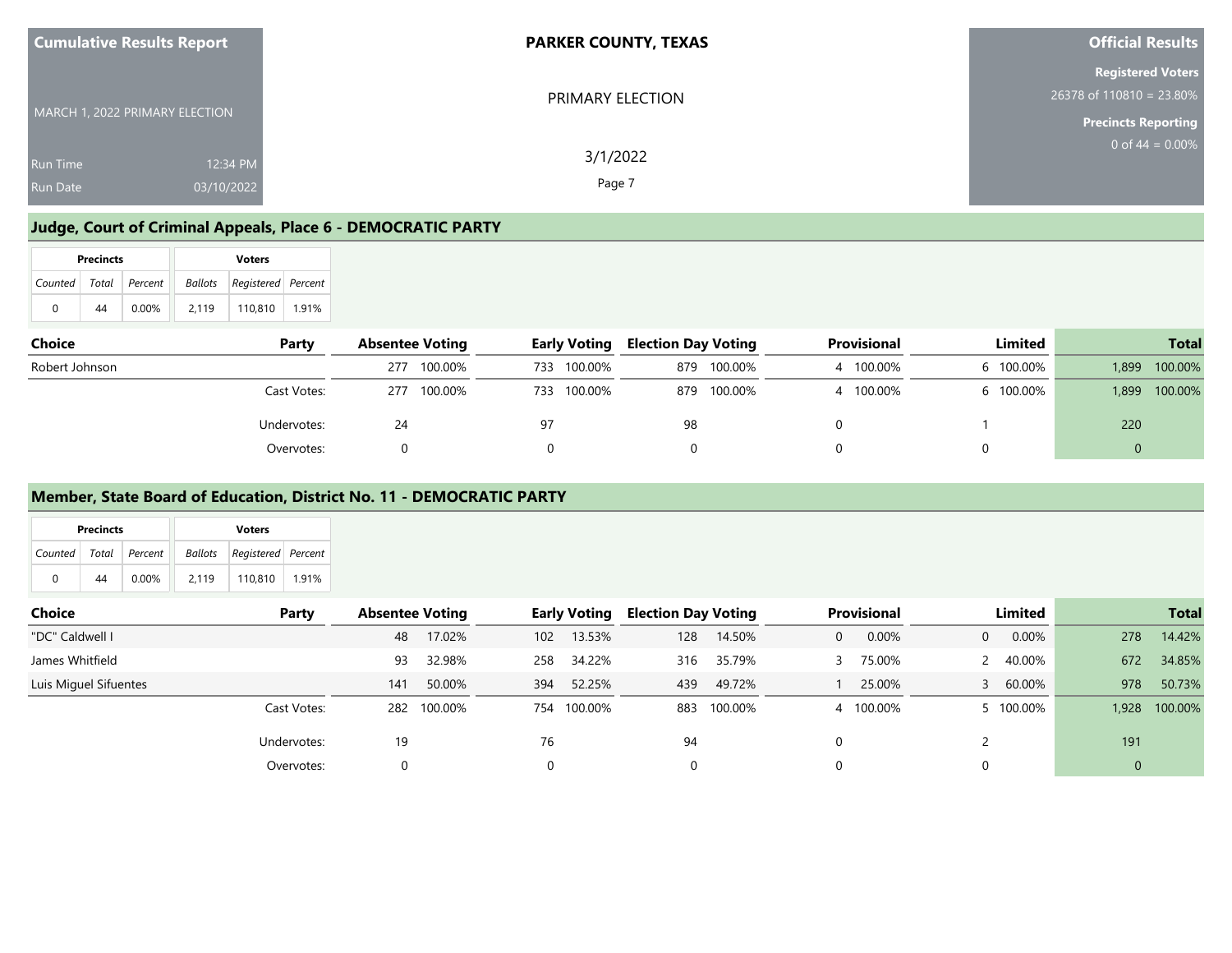Cumulative Results Report

MARCH 1, 2022 PRIMARY ELECTION

Run Time 12:34 PM
Run Date 03/10/2022

**PARKER COUNTY, TEXAS**

PRIMARY ELECTION

3/1/2022

**Official Results**

**Registered Voters**
26378 of 110810 = 23.80%

**Precincts Reporting**
0 of 44 = 0.00%

## Judge, Court of Criminal Appeals, Place 6 - DEMOCRATIC PARTY

| Precincts | | | Voters | | |
|---|---|---|---|---|---|
| *Counted* | *Total* | *Percent* | *Ballots* | *Registered* | *Percent* |
| 0 | 44 | 0.00% | 2,119 | 110,810 | 1.91% |

| Choice | Party | Absentee Voting | | Early Voting | | Election Day Voting | | Provisional | | Limited | | Total | |
|---|---|---|---|---|---|---|---|---|---|---|---|---|---|
| Robert Johnson | | 277 | 100.00% | 733 | 100.00% | 879 | 100.00% | 4 | 100.00% | 6 | 100.00% | 1,899 | 100.00% |
| | Cast Votes: | 277 | 100.00% | 733 | 100.00% | 879 | 100.00% | 4 | 100.00% | 6 | 100.00% | 1,899 | 100.00% |
| | Undervotes: | 24 | | 97 | | 98 | | 0 | | 1 | | 220 | |
| | Overvotes: | 0 | | 0 | | 0 | | 0 | | 0 | | 0 | |

## Member, State Board of Education, District No. 11 - DEMOCRATIC PARTY

| Precincts | | | Voters | | |
|---|---|---|---|---|---|
| *Counted* | *Total* | *Percent* | *Ballots* | *Registered* | *Percent* |
| 0 | 44 | 0.00% | 2,119 | 110,810 | 1.91% |

| Choice | Party | Absentee Voting | | Early Voting | | Election Day Voting | | Provisional | | Limited | | Total | |
|---|---|---|---|---|---|---|---|---|---|---|---|---|---|
| "DC" Caldwell I | | 48 | 17.02% | 102 | 13.53% | 128 | 14.50% | 0 | 0.00% | 0 | 0.00% | 278 | 14.42% |
| James Whitfield | | 93 | 32.98% | 258 | 34.22% | 316 | 35.79% | 3 | 75.00% | 2 | 40.00% | 672 | 34.85% |
| Luis Miguel Sifuentes | | 141 | 50.00% | 394 | 52.25% | 439 | 49.72% | 1 | 25.00% | 3 | 60.00% | 978 | 50.73% |
| | Cast Votes: | 282 | 100.00% | 754 | 100.00% | 883 | 100.00% | 4 | 100.00% | 5 | 100.00% | 1,928 | 100.00% |
| | Undervotes: | 19 | | 76 | | 94 | | 0 | | 2 | | 191 | |
| | Overvotes: | 0 | | 0 | | 0 | | 0 | | 0 | | 0 | |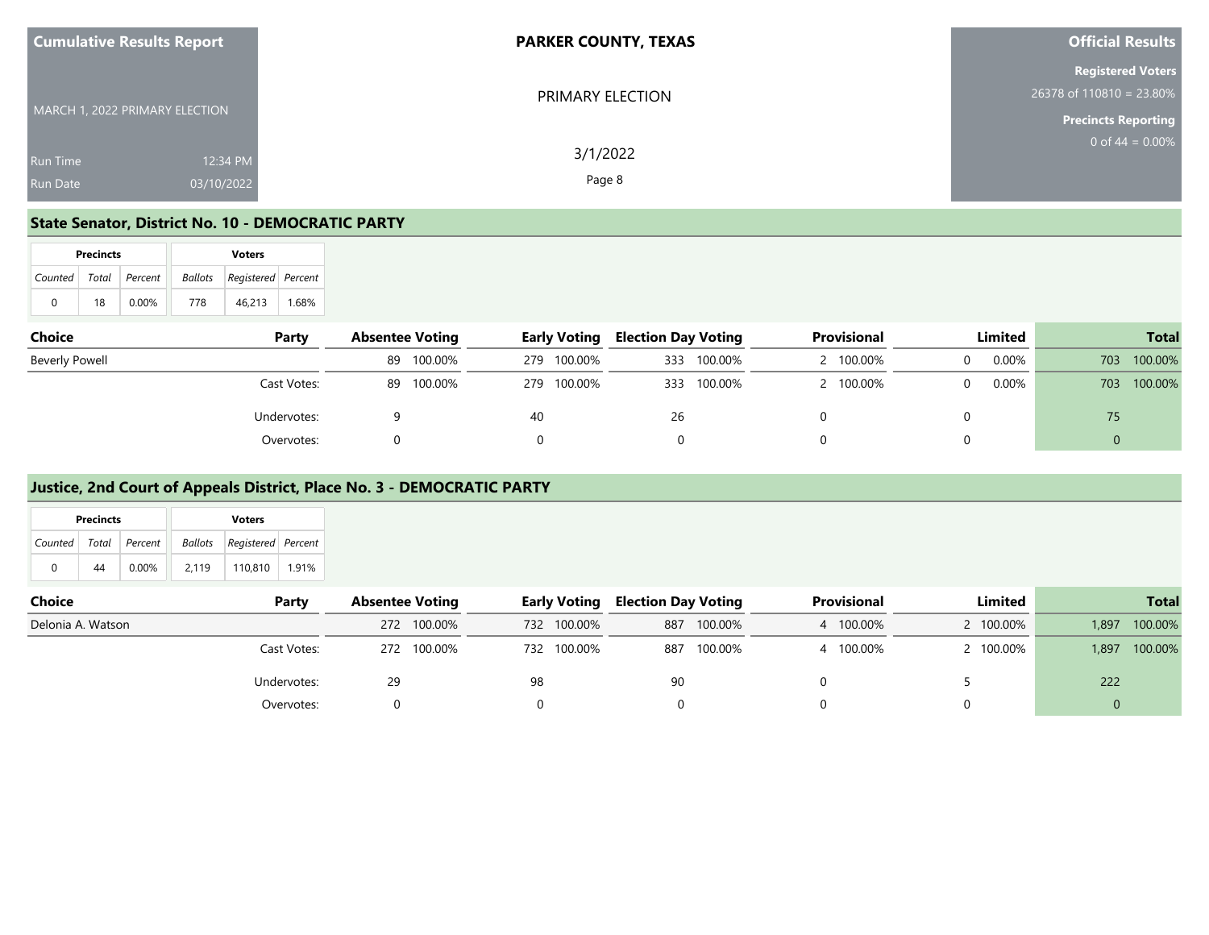**Cumulative Results Report**

MARCH 1, 2022 PRIMARY ELECTION

Run Time 12:34 PM
Run Date 03/10/2022

**PARKER COUNTY, TEXAS**

PRIMARY ELECTION

3/1/2022

**Official Results**

**Registered Voters**
26378 of 110810 = 23.80%

**Precincts Reporting**
0 of 44 = 0.00%

## State Senator, District No. 10 - DEMOCRATIC PARTY

| Precincts | | | Voters | | |
|---|---|---|---|---|---|
| Counted | Total | Percent | Ballots | Registered | Percent |
| 0 | 18 | 0.00% | 778 | 46,213 | 1.68% |

| Choice | Party | Absentee Voting | | Early Voting | | Election Day Voting | | Provisional | | Limited | | Total | |
|---|---|---|---|---|---|---|---|---|---|---|---|---|---|
| Beverly Powell | | 89 | 100.00% | 279 | 100.00% | 333 | 100.00% | 2 | 100.00% | 0 | 0.00% | 703 | 100.00% |
| | Cast Votes: | 89 | 100.00% | 279 | 100.00% | 333 | 100.00% | 2 | 100.00% | 0 | 0.00% | 703 | 100.00% |
| | Undervotes: | 9 | | 40 | | 26 | | 0 | | 0 | | 75 | |
| | Overvotes: | 0 | | 0 | | 0 | | 0 | | 0 | | 0 | |

## Justice, 2nd Court of Appeals District, Place No. 3 - DEMOCRATIC PARTY

| Precincts | | | Voters | | |
|---|---|---|---|---|---|
| Counted | Total | Percent | Ballots | Registered | Percent |
| 0 | 44 | 0.00% | 2,119 | 110,810 | 1.91% |

| Choice | Party | Absentee Voting | | Early Voting | | Election Day Voting | | Provisional | | Limited | | Total | |
|---|---|---|---|---|---|---|---|---|---|---|---|---|---|
| Delonia A. Watson | | 272 | 100.00% | 732 | 100.00% | 887 | 100.00% | 4 | 100.00% | 2 | 100.00% | 1,897 | 100.00% |
| | Cast Votes: | 272 | 100.00% | 732 | 100.00% | 887 | 100.00% | 4 | 100.00% | 2 | 100.00% | 1,897 | 100.00% |
| | Undervotes: | 29 | | 98 | | 90 | | 0 | | 5 | | 222 | |
| | Overvotes: | 0 | | 0 | | 0 | | 0 | | 0 | | 0 | |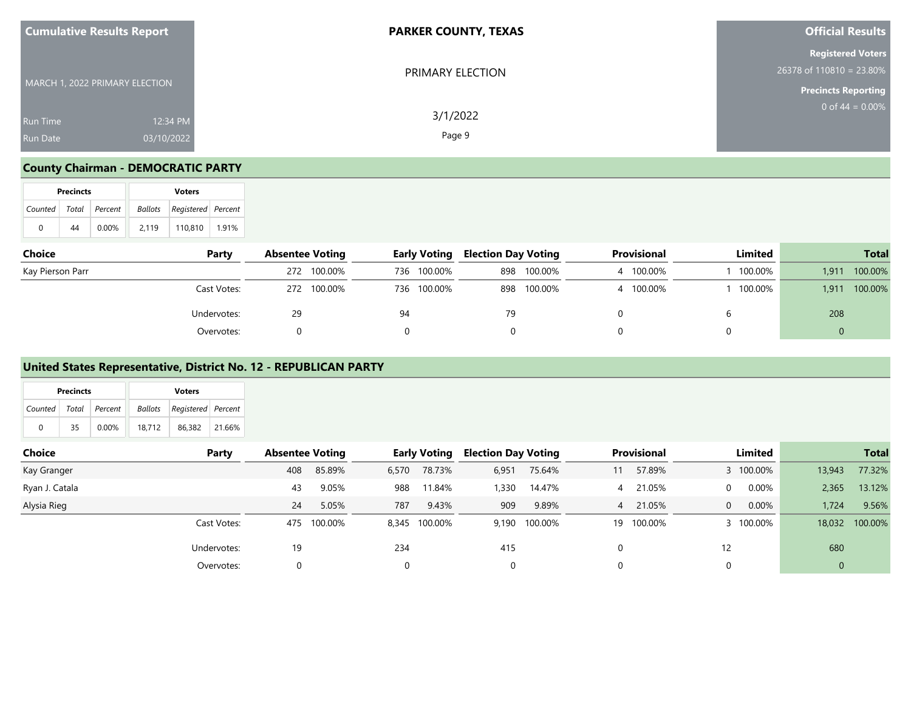**Cumulative Results Report**

MARCH 1, 2022 PRIMARY ELECTION

Run Time 12:34 PM
Run Date 03/10/2022

**PARKER COUNTY, TEXAS**

PRIMARY ELECTION

3/1/2022

**Official Results**

**Registered Voters**
26378 of 110810 = 23.80%

**Precincts Reporting**
0 of 44 = 0.00%

## County Chairman - DEMOCRATIC PARTY

| Precincts | | | Voters | | |
|---|---|---|---|---|---|
| Counted | Total | Percent | Ballots | Registered | Percent |
| 0 | 44 | 0.00% | 2,119 | 110,810 | 1.91% |

| Choice | Party | Absentee Voting | | Early Voting | | Election Day Voting | | Provisional | | Limited | | Total | |
|---|---|---|---|---|---|---|---|---|---|---|---|---|---|
| Kay Pierson Parr | | 272 | 100.00% | 736 | 100.00% | 898 | 100.00% | 4 | 100.00% | 1 | 100.00% | 1,911 | 100.00% |
| | Cast Votes: | 272 | 100.00% | 736 | 100.00% | 898 | 100.00% | 4 | 100.00% | 1 | 100.00% | 1,911 | 100.00% |
| | Undervotes: | 29 | | 94 | | 79 | | 0 | | 6 | | 208 | |
| | Overvotes: | 0 | | 0 | | 0 | | 0 | | 0 | | 0 | |

## United States Representative, District No. 12 - REPUBLICAN PARTY

| Precincts | | | Voters | | |
|---|---|---|---|---|---|
| Counted | Total | Percent | Ballots | Registered | Percent |
| 0 | 35 | 0.00% | 18,712 | 86,382 | 21.66% |

| Choice | Party | Absentee Voting | | Early Voting | | Election Day Voting | | Provisional | | Limited | | Total | |
|---|---|---|---|---|---|---|---|---|---|---|---|---|---|
| Kay Granger | | 408 | 85.89% | 6,570 | 78.73% | 6,951 | 75.64% | 11 | 57.89% | 3 | 100.00% | 13,943 | 77.32% |
| Ryan J. Catala | | 43 | 9.05% | 988 | 11.84% | 1,330 | 14.47% | 4 | 21.05% | 0 | 0.00% | 2,365 | 13.12% |
| Alysia Rieg | | 24 | 5.05% | 787 | 9.43% | 909 | 9.89% | 4 | 21.05% | 0 | 0.00% | 1,724 | 9.56% |
| | Cast Votes: | 475 | 100.00% | 8,345 | 100.00% | 9,190 | 100.00% | 19 | 100.00% | 3 | 100.00% | 18,032 | 100.00% |
| | Undervotes: | 19 | | 234 | | 415 | | 0 | | 12 | | 680 | |
| | Overvotes: | 0 | | 0 | | 0 | | 0 | | 0 | | 0 | |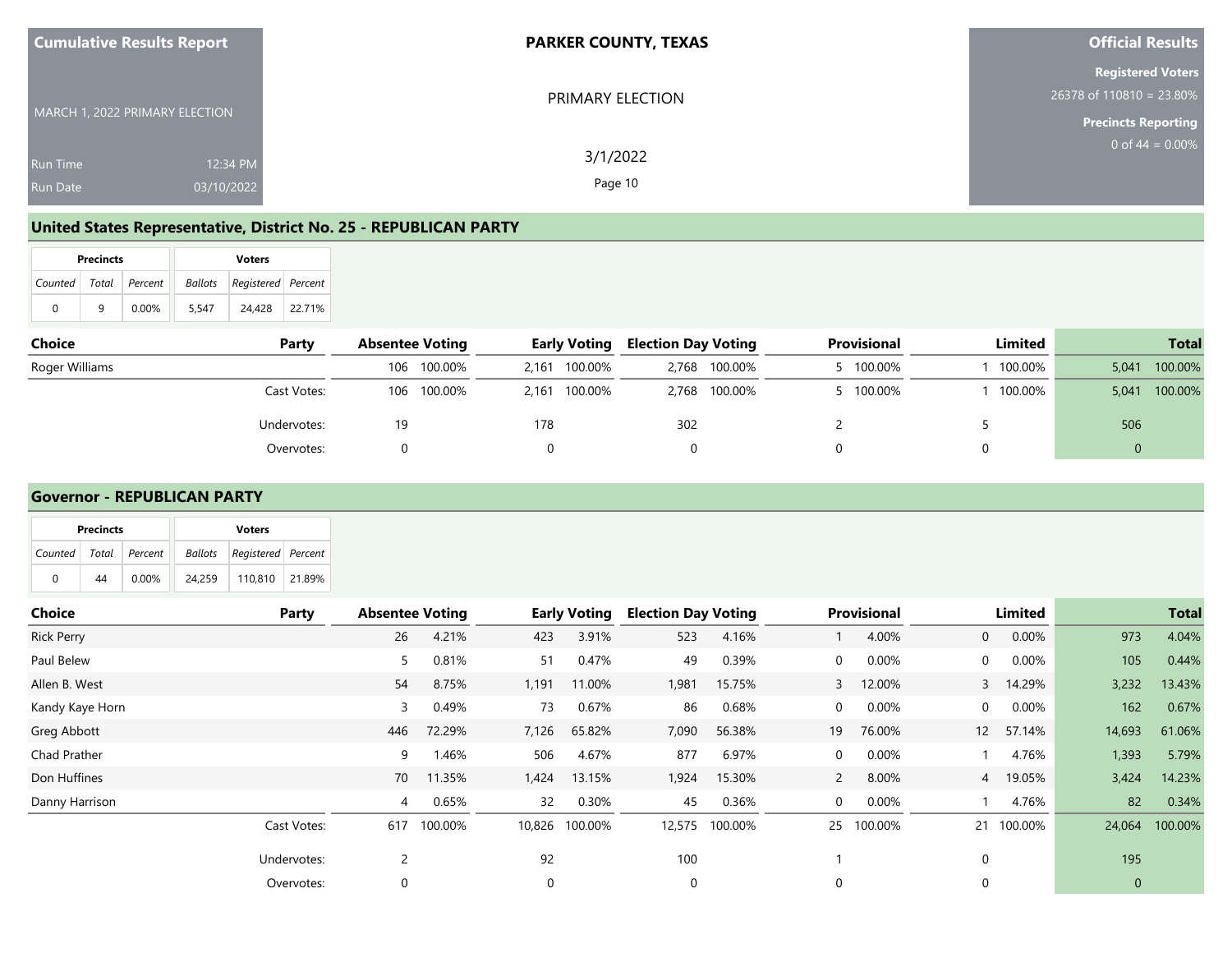**Cumulative Results Report**

MARCH 1, 2022 PRIMARY ELECTION

Run Time 12:34 PM

Run Date 03/10/2022

**PARKER COUNTY, TEXAS**

PRIMARY ELECTION

3/1/2022

**Official Results**

**Registered Voters**

26378 of 110810 = 23.80%

**Precincts Reporting**

0 of 44 = 0.00%

## United States Representative, District No. 25 - REPUBLICAN PARTY

| Precincts | | | Voters | | |
|---|---|---|---|---|---|
| Counted | Total | Percent | Ballots | Registered | Percent |
| 0 | 9 | 0.00% | 5,547 | 24,428 | 22.71% |

| Choice | Party | Absentee Voting | | Early Voting | | Election Day Voting | | Provisional | | Limited | | Total | |
|---|---|---|---|---|---|---|---|---|---|---|---|---|---|
| Roger Williams | | 106 | 100.00% | 2,161 | 100.00% | 2,768 | 100.00% | 5 | 100.00% | 1 | 100.00% | 5,041 | 100.00% |
| | Cast Votes: | 106 | 100.00% | 2,161 | 100.00% | 2,768 | 100.00% | 5 | 100.00% | 1 | 100.00% | 5,041 | 100.00% |
| | Undervotes: | 19 | | 178 | | 302 | | 2 | | 5 | | 506 | |
| | Overvotes: | 0 | | 0 | | 0 | | 0 | | 0 | | 0 | |

## Governor - REPUBLICAN PARTY

| Precincts | | | Voters | | |
|---|---|---|---|---|---|
| Counted | Total | Percent | Ballots | Registered | Percent |
| 0 | 44 | 0.00% | 24,259 | 110,810 | 21.89% |

| Choice | Party | Absentee Voting | | Early Voting | | Election Day Voting | | Provisional | | Limited | | Total | |
|---|---|---|---|---|---|---|---|---|---|---|---|---|---|
| Rick Perry | | 26 | 4.21% | 423 | 3.91% | 523 | 4.16% | 1 | 4.00% | 0 | 0.00% | 973 | 4.04% |
| Paul Belew | | 5 | 0.81% | 51 | 0.47% | 49 | 0.39% | 0 | 0.00% | 0 | 0.00% | 105 | 0.44% |
| Allen B. West | | 54 | 8.75% | 1,191 | 11.00% | 1,981 | 15.75% | 3 | 12.00% | 3 | 14.29% | 3,232 | 13.43% |
| Kandy Kaye Horn | | 3 | 0.49% | 73 | 0.67% | 86 | 0.68% | 0 | 0.00% | 0 | 0.00% | 162 | 0.67% |
| Greg Abbott | | 446 | 72.29% | 7,126 | 65.82% | 7,090 | 56.38% | 19 | 76.00% | 12 | 57.14% | 14,693 | 61.06% |
| Chad Prather | | 9 | 1.46% | 506 | 4.67% | 877 | 6.97% | 0 | 0.00% | 1 | 4.76% | 1,393 | 5.79% |
| Don Huffines | | 70 | 11.35% | 1,424 | 13.15% | 1,924 | 15.30% | 2 | 8.00% | 4 | 19.05% | 3,424 | 14.23% |
| Danny Harrison | | 4 | 0.65% | 32 | 0.30% | 45 | 0.36% | 0 | 0.00% | 1 | 4.76% | 82 | 0.34% |
| | Cast Votes: | 617 | 100.00% | 10,826 | 100.00% | 12,575 | 100.00% | 25 | 100.00% | 21 | 100.00% | 24,064 | 100.00% |
| | Undervotes: | 2 | | 92 | | 100 | | 1 | | 0 | | 195 | |
| | Overvotes: | 0 | | 0 | | 0 | | 0 | | 0 | | 0 | |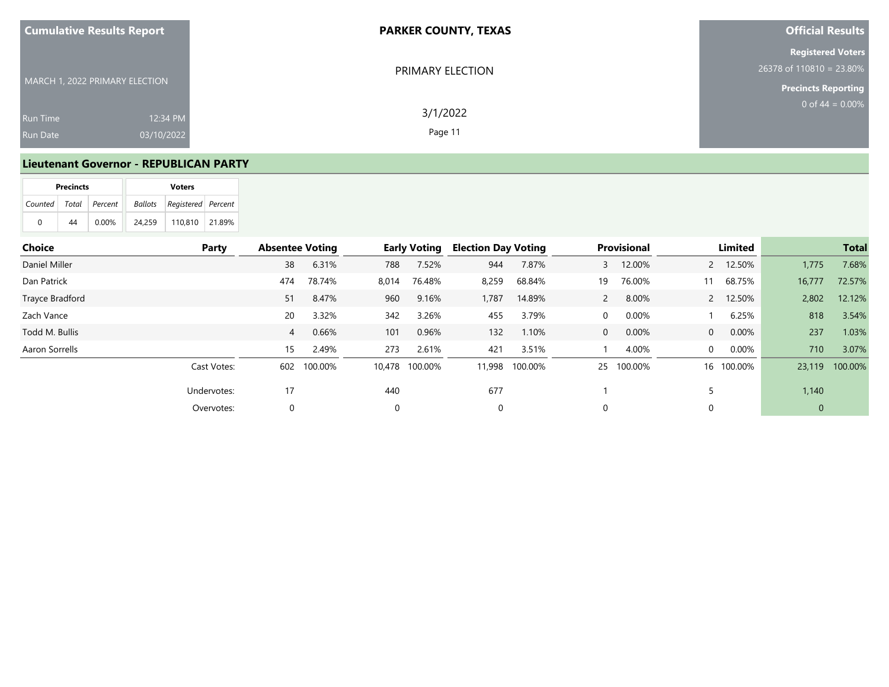**Cumulative Results Report**

MARCH 1, 2022 PRIMARY ELECTION

Run Time 12:34 PM
Run Date 03/10/2022

**PARKER COUNTY, TEXAS**

PRIMARY ELECTION

3/1/2022

**Official Results**

**Registered Voters**
26378 of 110810 = 23.80%

**Precincts Reporting**
0 of 44 = 0.00%

## Lieutenant Governor - REPUBLICAN PARTY

| Precincts | | | Voters | | |
|---|---|---|---|---|---|
| Counted | Total | Percent | Ballots | Registered | Percent |
| 0 | 44 | 0.00% | 24,259 | 110,810 | 21.89% |

| Choice | Party | Absentee Voting | | Early Voting | | Election Day Voting | | Provisional | | Limited | | Total | |
|---|---|---|---|---|---|---|---|---|---|---|---|---|---|
| Daniel Miller | | 38 | 6.31% | 788 | 7.52% | 944 | 7.87% | 3 | 12.00% | 2 | 12.50% | 1,775 | 7.68% |
| Dan Patrick | | 474 | 78.74% | 8,014 | 76.48% | 8,259 | 68.84% | 19 | 76.00% | 11 | 68.75% | 16,777 | 72.57% |
| Trayce Bradford | | 51 | 8.47% | 960 | 9.16% | 1,787 | 14.89% | 2 | 8.00% | 2 | 12.50% | 2,802 | 12.12% |
| Zach Vance | | 20 | 3.32% | 342 | 3.26% | 455 | 3.79% | 0 | 0.00% | 1 | 6.25% | 818 | 3.54% |
| Todd M. Bullis | | 4 | 0.66% | 101 | 0.96% | 132 | 1.10% | 0 | 0.00% | 0 | 0.00% | 237 | 1.03% |
| Aaron Sorrells | | 15 | 2.49% | 273 | 2.61% | 421 | 3.51% | 1 | 4.00% | 0 | 0.00% | 710 | 3.07% |
| | Cast Votes: | 602 | 100.00% | 10,478 | 100.00% | 11,998 | 100.00% | 25 | 100.00% | 16 | 100.00% | 23,119 | 100.00% |
| | Undervotes: | 17 | | 440 | | 677 | | 1 | | 5 | | 1,140 | |
| | Overvotes: | 0 | | 0 | | 0 | | 0 | | 0 | | 0 | |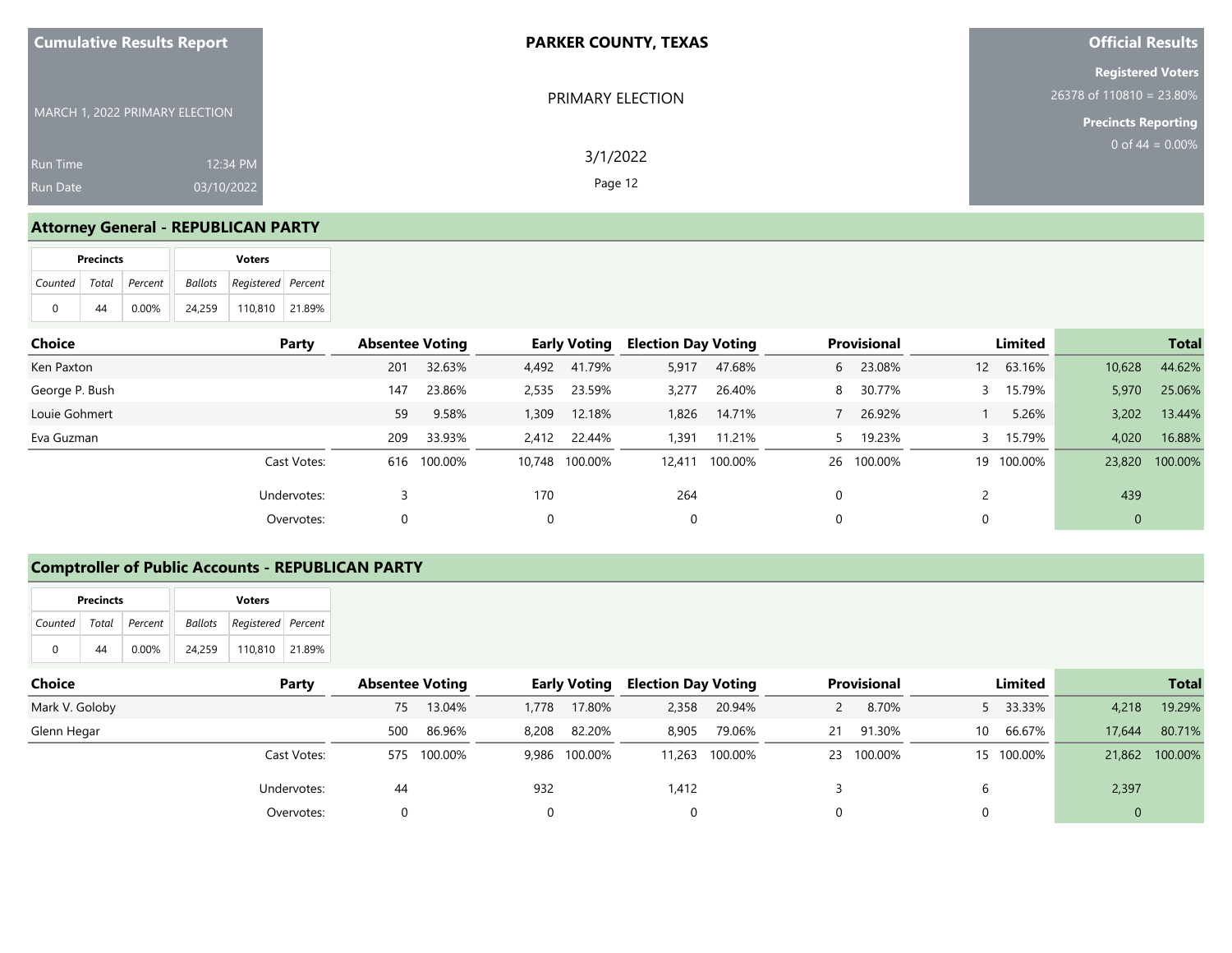Cumulative Results Report

MARCH 1, 2022 PRIMARY ELECTION

Run Time 12:34 PM

Run Date 03/10/2022

**PARKER COUNTY, TEXAS**

PRIMARY ELECTION

3/1/2022

**Official Results**

**Registered Voters**
26378 of 110810 = 23.80%

**Precincts Reporting**
0 of 44 = 0.00%

## Attorney General - REPUBLICAN PARTY

| Precincts | | | Voters | | |
|---|---|---|---|---|---|
| Counted | Total | Percent | Ballots | Registered | Percent |
| 0 | 44 | 0.00% | 24,259 | 110,810 | 21.89% |

| Choice | Party | Absentee Voting | | Early Voting | | Election Day Voting | | Provisional | | Limited | | Total | |
|---|---|---|---|---|---|---|---|---|---|---|---|---|---|
| Ken Paxton | | 201 | 32.63% | 4,492 | 41.79% | 5,917 | 47.68% | 6 | 23.08% | 12 | 63.16% | 10,628 | 44.62% |
| George P. Bush | | 147 | 23.86% | 2,535 | 23.59% | 3,277 | 26.40% | 8 | 30.77% | 3 | 15.79% | 5,970 | 25.06% |
| Louie Gohmert | | 59 | 9.58% | 1,309 | 12.18% | 1,826 | 14.71% | 7 | 26.92% | 1 | 5.26% | 3,202 | 13.44% |
| Eva Guzman | | 209 | 33.93% | 2,412 | 22.44% | 1,391 | 11.21% | 5 | 19.23% | 3 | 15.79% | 4,020 | 16.88% |
| | Cast Votes: | 616 | 100.00% | 10,748 | 100.00% | 12,411 | 100.00% | 26 | 100.00% | 19 | 100.00% | 23,820 | 100.00% |
| | Undervotes: | 3 | | 170 | | 264 | | 0 | | 2 | | 439 | |
| | Overvotes: | 0 | | 0 | | 0 | | 0 | | 0 | | 0 | |

## Comptroller of Public Accounts - REPUBLICAN PARTY

| Precincts | | | Voters | | |
|---|---|---|---|---|---|
| Counted | Total | Percent | Ballots | Registered | Percent |
| 0 | 44 | 0.00% | 24,259 | 110,810 | 21.89% |

| Choice | Party | Absentee Voting | | Early Voting | | Election Day Voting | | Provisional | | Limited | | Total | |
|---|---|---|---|---|---|---|---|---|---|---|---|---|---|
| Mark V. Goloby | | 75 | 13.04% | 1,778 | 17.80% | 2,358 | 20.94% | 2 | 8.70% | 5 | 33.33% | 4,218 | 19.29% |
| Glenn Hegar | | 500 | 86.96% | 8,208 | 82.20% | 8,905 | 79.06% | 21 | 91.30% | 10 | 66.67% | 17,644 | 80.71% |
| | Cast Votes: | 575 | 100.00% | 9,986 | 100.00% | 11,263 | 100.00% | 23 | 100.00% | 15 | 100.00% | 21,862 | 100.00% |
| | Undervotes: | 44 | | 932 | | 1,412 | | 3 | | 6 | | 2,397 | |
| | Overvotes: | 0 | | 0 | | 0 | | 0 | | 0 | | 0 | |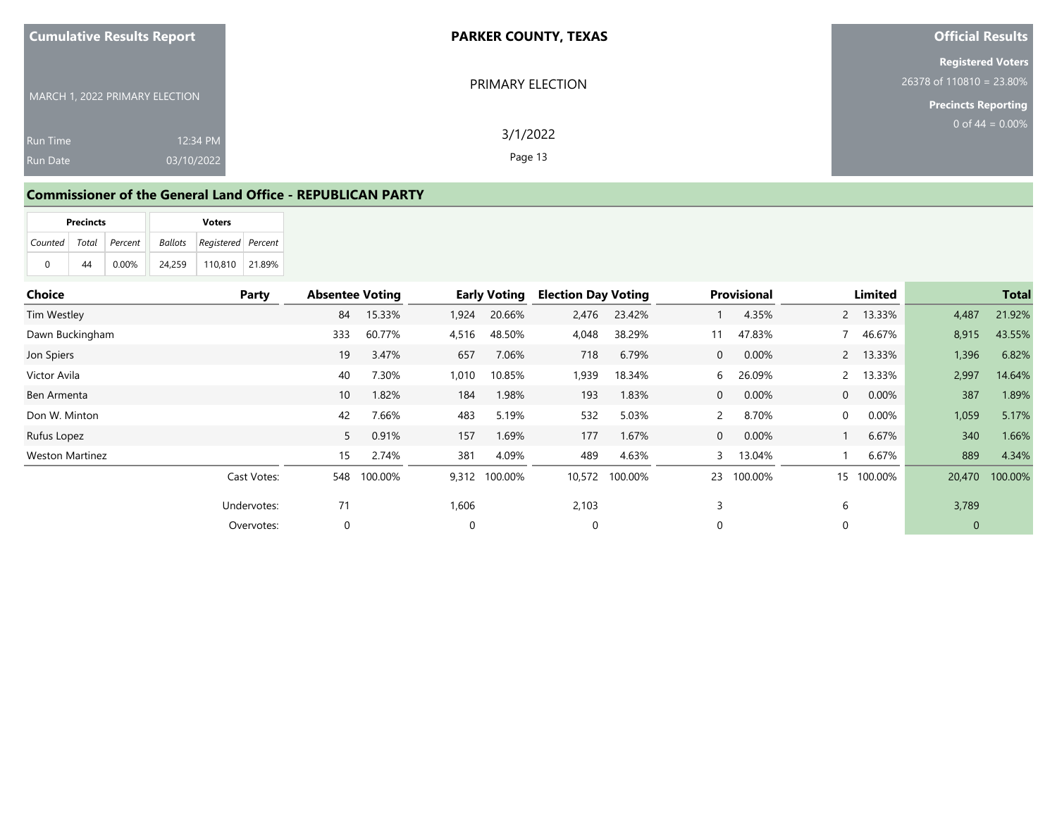**Cumulative Results Report**

MARCH 1, 2022 PRIMARY ELECTION

Run Time 12:34 PM
Run Date 03/10/2022

**PARKER COUNTY, TEXAS**

PRIMARY ELECTION

3/1/2022

**Official Results**

**Registered Voters**
26378 of 110810 = 23.80%

**Precincts Reporting**
0 of 44 = 0.00%

## Commissioner of the General Land Office - REPUBLICAN PARTY

| Precincts | | | Voters | | |
|---|---|---|---|---|---|
| Counted | Total | Percent | Ballots | Registered | Percent |
| 0 | 44 | 0.00% | 24,259 | 110,810 | 21.89% |

| Choice | Party | Absentee Voting | | Early Voting | | Election Day Voting | | Provisional | | Limited | | Total | |
|---|---|---|---|---|---|---|---|---|---|---|---|---|---|
| Tim Westley | | 84 | 15.33% | 1,924 | 20.66% | 2,476 | 23.42% | 1 | 4.35% | 2 | 13.33% | 4,487 | 21.92% |
| Dawn Buckingham | | 333 | 60.77% | 4,516 | 48.50% | 4,048 | 38.29% | 11 | 47.83% | 7 | 46.67% | 8,915 | 43.55% |
| Jon Spiers | | 19 | 3.47% | 657 | 7.06% | 718 | 6.79% | 0 | 0.00% | 2 | 13.33% | 1,396 | 6.82% |
| Victor Avila | | 40 | 7.30% | 1,010 | 10.85% | 1,939 | 18.34% | 6 | 26.09% | 2 | 13.33% | 2,997 | 14.64% |
| Ben Armenta | | 10 | 1.82% | 184 | 1.98% | 193 | 1.83% | 0 | 0.00% | 0 | 0.00% | 387 | 1.89% |
| Don W. Minton | | 42 | 7.66% | 483 | 5.19% | 532 | 5.03% | 2 | 8.70% | 0 | 0.00% | 1,059 | 5.17% |
| Rufus Lopez | | 5 | 0.91% | 157 | 1.69% | 177 | 1.67% | 0 | 0.00% | 1 | 6.67% | 340 | 1.66% |
| Weston Martinez | | 15 | 2.74% | 381 | 4.09% | 489 | 4.63% | 3 | 13.04% | 1 | 6.67% | 889 | 4.34% |
| | Cast Votes: | 548 | 100.00% | 9,312 | 100.00% | 10,572 | 100.00% | 23 | 100.00% | 15 | 100.00% | 20,470 | 100.00% |
| | Undervotes: | 71 | | 1,606 | | 2,103 | | 3 | | 6 | | 3,789 | |
| | Overvotes: | 0 | | 0 | | 0 | | 0 | | 0 | | 0 | |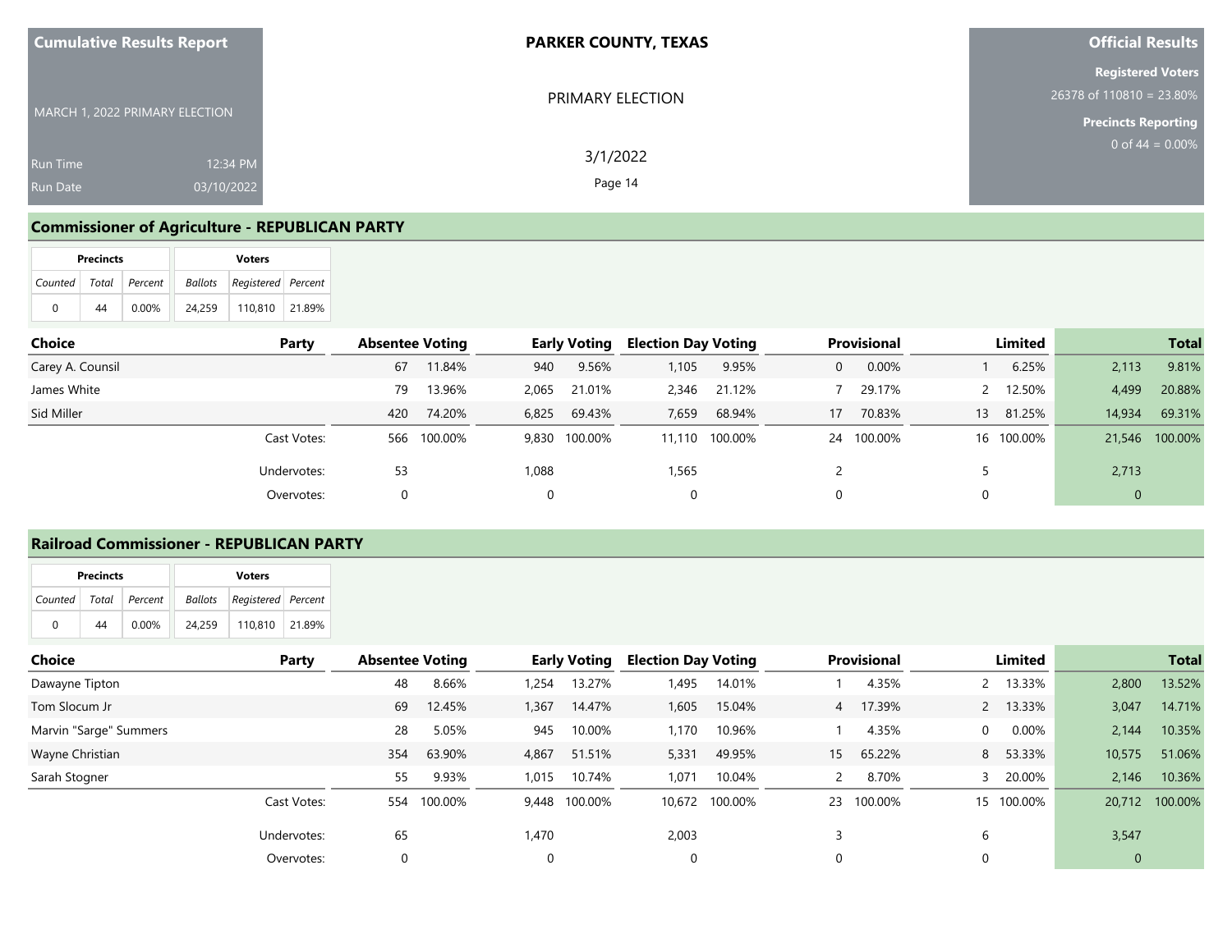**Cumulative Results Report**

MARCH 1, 2022 PRIMARY ELECTION

Run Time 12:34 PM
Run Date 03/10/2022

**PARKER COUNTY, TEXAS**

PRIMARY ELECTION

3/1/2022

**Official Results**

**Registered Voters**
26378 of 110810 = 23.80%

**Precincts Reporting**
0 of 44 = 0.00%

## Commissioner of Agriculture - REPUBLICAN PARTY

| Precincts | | | Voters | | |
|---|---|---|---|---|---|
| Counted | Total | Percent | Ballots | Registered | Percent |
| 0 | 44 | 0.00% | 24,259 | 110,810 | 21.89% |

| Choice | Party | Absentee Voting | | Early Voting | | Election Day Voting | | Provisional | | Limited | | Total | |
|---|---|---|---|---|---|---|---|---|---|---|---|---|---|
| Carey A. Counsil | | 67 | 11.84% | 940 | 9.56% | 1,105 | 9.95% | 0 | 0.00% | 1 | 6.25% | 2,113 | 9.81% |
| James White | | 79 | 13.96% | 2,065 | 21.01% | 2,346 | 21.12% | 7 | 29.17% | 2 | 12.50% | 4,499 | 20.88% |
| Sid Miller | | 420 | 74.20% | 6,825 | 69.43% | 7,659 | 68.94% | 17 | 70.83% | 13 | 81.25% | 14,934 | 69.31% |
| | Cast Votes: | 566 | 100.00% | 9,830 | 100.00% | 11,110 | 100.00% | 24 | 100.00% | 16 | 100.00% | 21,546 | 100.00% |
| | Undervotes: | 53 | | 1,088 | | 1,565 | | 2 | | 5 | | 2,713 | |
| | Overvotes: | 0 | | 0 | | 0 | | 0 | | 0 | | 0 | |

## Railroad Commissioner - REPUBLICAN PARTY

| Precincts | | | Voters | | |
|---|---|---|---|---|---|
| Counted | Total | Percent | Ballots | Registered | Percent |
| 0 | 44 | 0.00% | 24,259 | 110,810 | 21.89% |

| Choice | Party | Absentee Voting | | Early Voting | | Election Day Voting | | Provisional | | Limited | | Total | |
|---|---|---|---|---|---|---|---|---|---|---|---|---|---|
| Dawayne Tipton | | 48 | 8.66% | 1,254 | 13.27% | 1,495 | 14.01% | 1 | 4.35% | 2 | 13.33% | 2,800 | 13.52% |
| Tom Slocum Jr | | 69 | 12.45% | 1,367 | 14.47% | 1,605 | 15.04% | 4 | 17.39% | 2 | 13.33% | 3,047 | 14.71% |
| Marvin "Sarge" Summers | | 28 | 5.05% | 945 | 10.00% | 1,170 | 10.96% | 1 | 4.35% | 0 | 0.00% | 2,144 | 10.35% |
| Wayne Christian | | 354 | 63.90% | 4,867 | 51.51% | 5,331 | 49.95% | 15 | 65.22% | 8 | 53.33% | 10,575 | 51.06% |
| Sarah Stogner | | 55 | 9.93% | 1,015 | 10.74% | 1,071 | 10.04% | 2 | 8.70% | 3 | 20.00% | 2,146 | 10.36% |
| | Cast Votes: | 554 | 100.00% | 9,448 | 100.00% | 10,672 | 100.00% | 23 | 100.00% | 15 | 100.00% | 20,712 | 100.00% |
| | Undervotes: | 65 | | 1,470 | | 2,003 | | 3 | | 6 | | 3,547 | |
| | Overvotes: | 0 | | 0 | | 0 | | 0 | | 0 | | 0 | |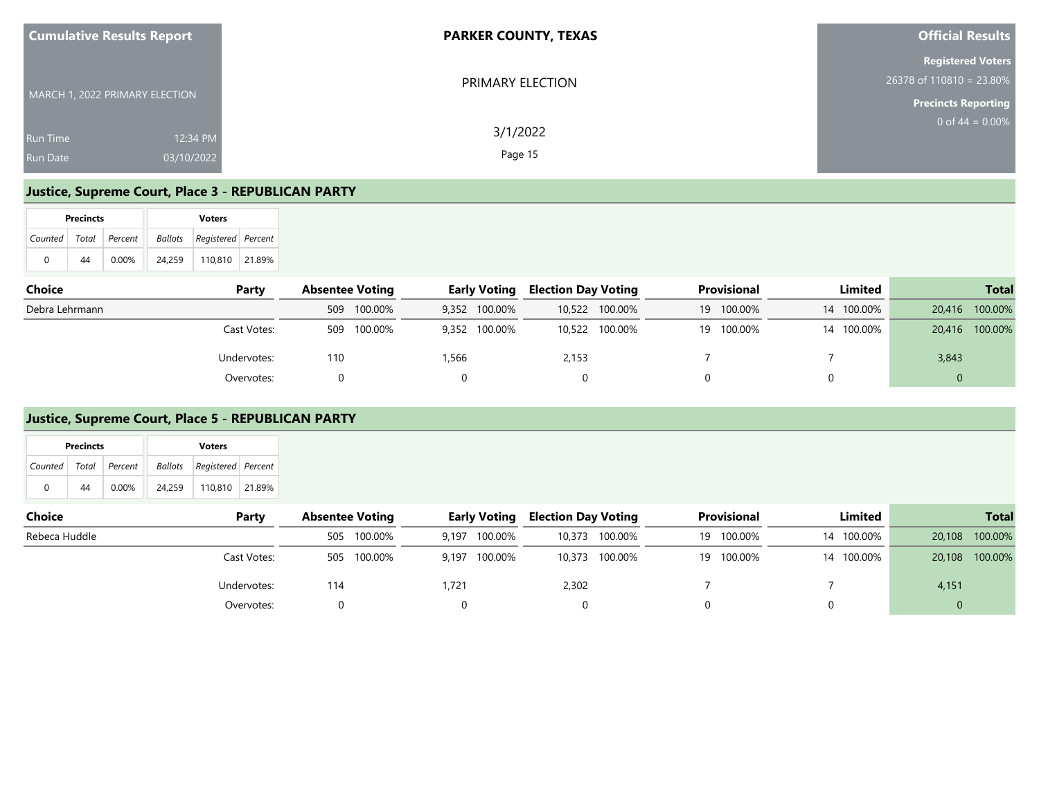## Justice, Supreme Court, Place 3 - REPUBLICAN PARTY

| Precincts | | | Voters | | |
|---|---|---|---|---|---|
| Counted | Total | Percent | Ballots | Registered | Percent |
| 0 | 44 | 0.00% | 24,259 | 110,810 | 21.89% |

| Choice | Party | Absentee Voting | | Early Voting | | Election Day Voting | | Provisional | | Limited | | Total | |
|---|---|---|---|---|---|---|---|---|---|---|---|---|---|
| Debra Lehrmann | | 509 | 100.00% | 9,352 | 100.00% | 10,522 | 100.00% | 19 | 100.00% | 14 | 100.00% | 20,416 | 100.00% |
| | Cast Votes: | 509 | 100.00% | 9,352 | 100.00% | 10,522 | 100.00% | 19 | 100.00% | 14 | 100.00% | 20,416 | 100.00% |
| | Undervotes: | 110 | | 1,566 | | 2,153 | | 7 | | 7 | | 3,843 | |
| | Overvotes: | 0 | | 0 | | 0 | | 0 | | 0 | | 0 | |

## Justice, Supreme Court, Place 5 - REPUBLICAN PARTY

| Precincts | | | Voters | | |
|---|---|---|---|---|---|
| Counted | Total | Percent | Ballots | Registered | Percent |
| 0 | 44 | 0.00% | 24,259 | 110,810 | 21.89% |

| Choice | Party | Absentee Voting | | Early Voting | | Election Day Voting | | Provisional | | Limited | | Total | |
|---|---|---|---|---|---|---|---|---|---|---|---|---|---|
| Rebeca Huddle | | 505 | 100.00% | 9,197 | 100.00% | 10,373 | 100.00% | 19 | 100.00% | 14 | 100.00% | 20,108 | 100.00% |
| | Cast Votes: | 505 | 100.00% | 9,197 | 100.00% | 10,373 | 100.00% | 19 | 100.00% | 14 | 100.00% | 20,108 | 100.00% |
| | Undervotes: | 114 | | 1,721 | | 2,302 | | 7 | | 7 | | 4,151 | |
| | Overvotes: | 0 | | 0 | | 0 | | 0 | | 0 | | 0 | |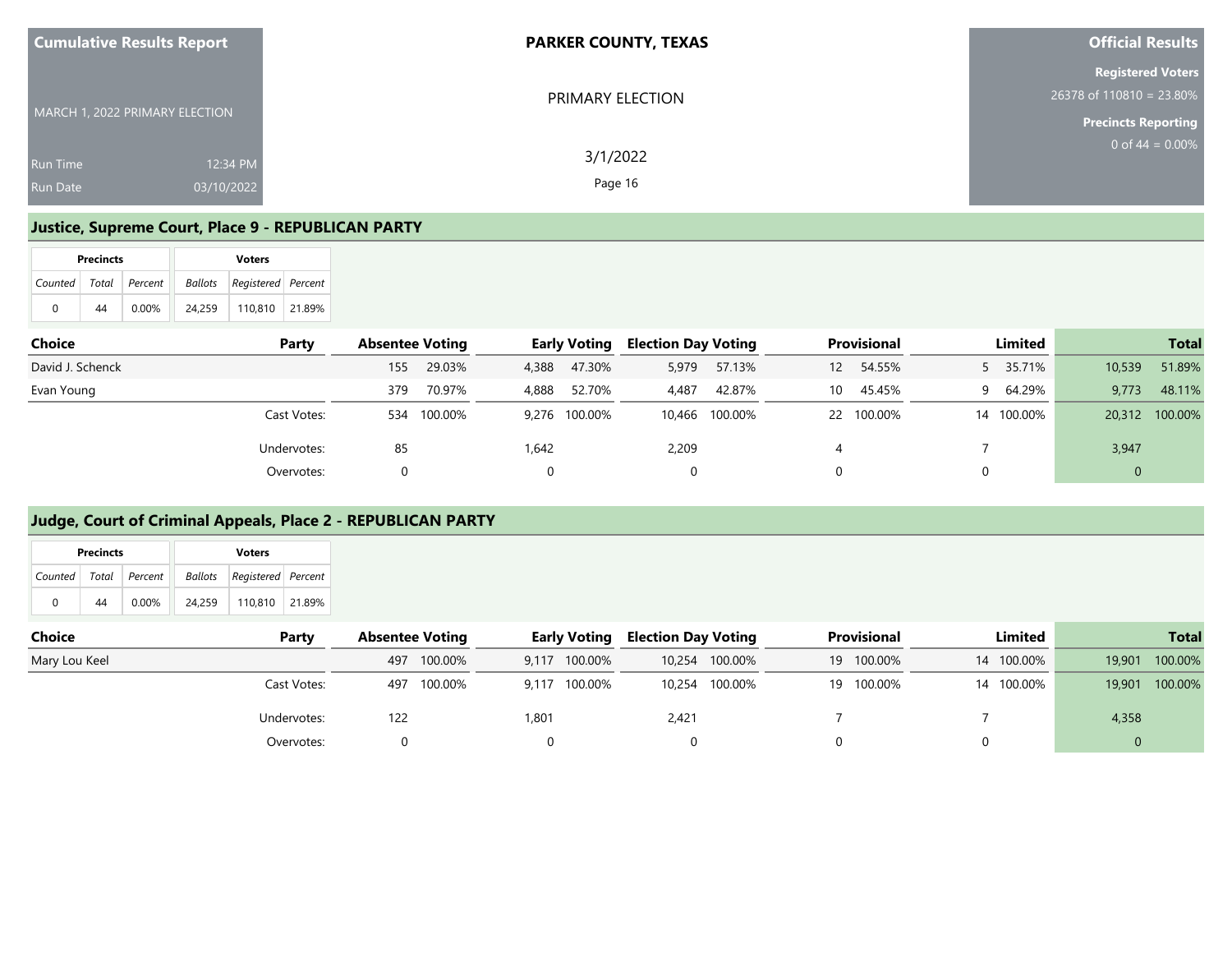## Justice, Supreme Court, Place 9 - REPUBLICAN PARTY

| Precincts | | | Voters | | |
|---|---|---|---|---|---|
| Counted | Total | Percent | Ballots | Registered | Percent |
| 0 | 44 | 0.00% | 24,259 | 110,810 | 21.89% |

| Choice | Party | Absentee Voting | | Early Voting | | Election Day Voting | | Provisional | | Limited | | Total | |
|---|---|---|---|---|---|---|---|---|---|---|---|---|---|
| David J. Schenck | | 155 | 29.03% | 4,388 | 47.30% | 5,979 | 57.13% | 12 | 54.55% | 5 | 35.71% | 10,539 | 51.89% |
| Evan Young | | 379 | 70.97% | 4,888 | 52.70% | 4,487 | 42.87% | 10 | 45.45% | 9 | 64.29% | 9,773 | 48.11% |
| | Cast Votes: | 534 | 100.00% | 9,276 | 100.00% | 10,466 | 100.00% | 22 | 100.00% | 14 | 100.00% | 20,312 | 100.00% |
| | Undervotes: | 85 | | 1,642 | | 2,209 | | 4 | | 7 | | 3,947 | |
| | Overvotes: | 0 | | 0 | | 0 | | 0 | | 0 | | 0 | |

## Judge, Court of Criminal Appeals, Place 2 - REPUBLICAN PARTY

| Precincts | | | Voters | | |
|---|---|---|---|---|---|
| Counted | Total | Percent | Ballots | Registered | Percent |
| 0 | 44 | 0.00% | 24,259 | 110,810 | 21.89% |

| Choice | Party | Absentee Voting | | Early Voting | | Election Day Voting | | Provisional | | Limited | | Total | |
|---|---|---|---|---|---|---|---|---|---|---|---|---|---|
| Mary Lou Keel | | 497 | 100.00% | 9,117 | 100.00% | 10,254 | 100.00% | 19 | 100.00% | 14 | 100.00% | 19,901 | 100.00% |
| | Cast Votes: | 497 | 100.00% | 9,117 | 100.00% | 10,254 | 100.00% | 19 | 100.00% | 14 | 100.00% | 19,901 | 100.00% |
| | Undervotes: | 122 | | 1,801 | | 2,421 | | 7 | | 7 | | 4,358 | |
| | Overvotes: | 0 | | 0 | | 0 | | 0 | | 0 | | 0 | |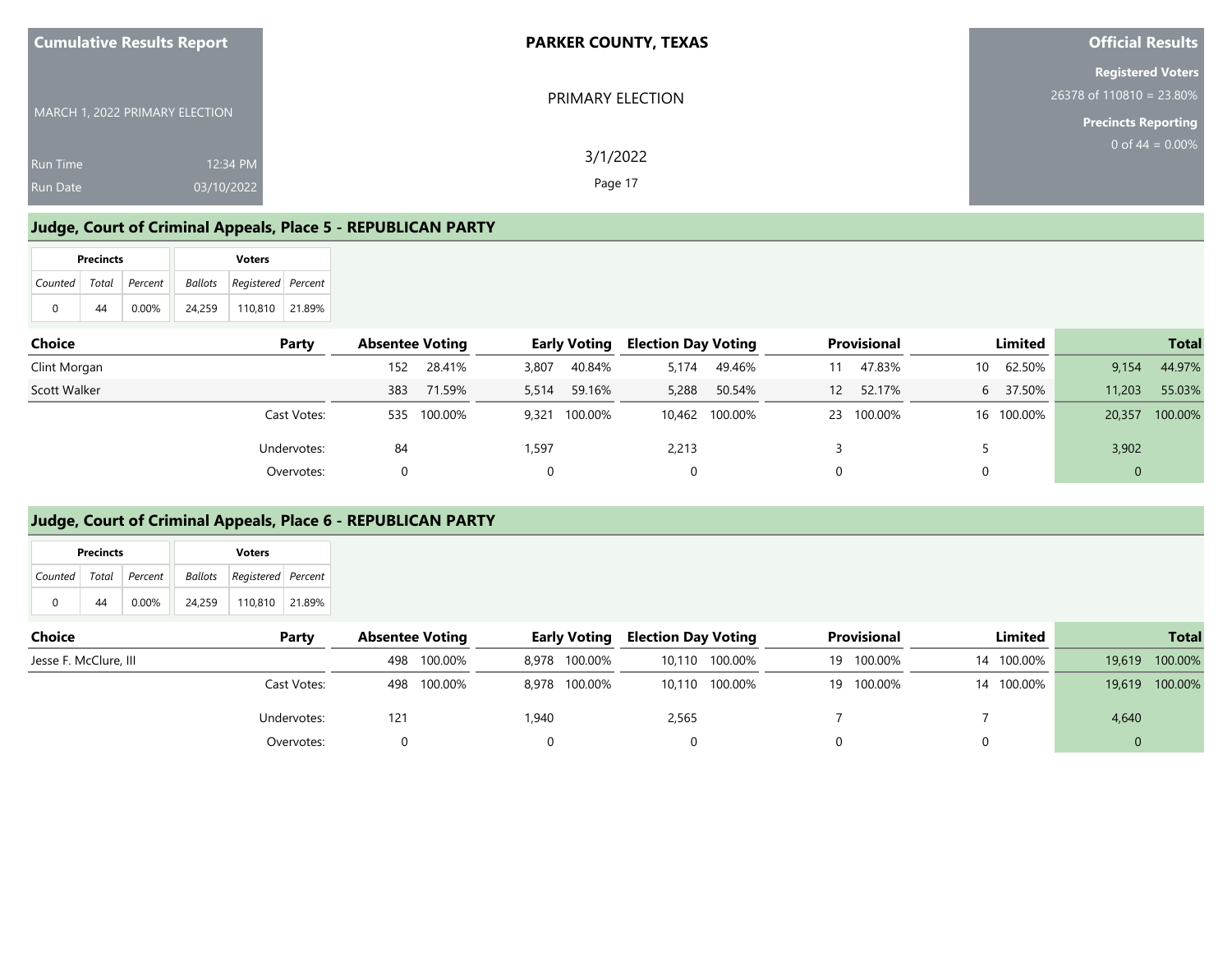**Cumulative Results Report**

MARCH 1, 2022 PRIMARY ELECTION

Run Time 12:34 PM
Run Date 03/10/2022

**PARKER COUNTY, TEXAS**

PRIMARY ELECTION

3/1/2022

**Official Results**

**Registered Voters**
26378 of 110810 = 23.80%

**Precincts Reporting**
0 of 44 = 0.00%

## Judge, Court of Criminal Appeals, Place 5 - REPUBLICAN PARTY

| Precincts | | | Voters | | |
|---|---|---|---|---|---|
| *Counted* | *Total* | *Percent* | *Ballots* | *Registered* | *Percent* |
| 0 | 44 | 0.00% | 24,259 | 110,810 | 21.89% |

| Choice | Party | Absentee Voting | | Early Voting | | Election Day Voting | | Provisional | | Limited | | Total | |
|---|---|---|---|---|---|---|---|---|---|---|---|---|---|
| Clint Morgan | | 152 | 28.41% | 3,807 | 40.84% | 5,174 | 49.46% | 11 | 47.83% | 10 | 62.50% | 9,154 | 44.97% |
| Scott Walker | | 383 | 71.59% | 5,514 | 59.16% | 5,288 | 50.54% | 12 | 52.17% | 6 | 37.50% | 11,203 | 55.03% |
| | Cast Votes: | 535 | 100.00% | 9,321 | 100.00% | 10,462 | 100.00% | 23 | 100.00% | 16 | 100.00% | 20,357 | 100.00% |
| | Undervotes: | 84 | | 1,597 | | 2,213 | | 3 | | 5 | | 3,902 | |
| | Overvotes: | 0 | | 0 | | 0 | | 0 | | 0 | | 0 | |

## Judge, Court of Criminal Appeals, Place 6 - REPUBLICAN PARTY

| Precincts | | | Voters | | |
|---|---|---|---|---|---|
| *Counted* | *Total* | *Percent* | *Ballots* | *Registered* | *Percent* |
| 0 | 44 | 0.00% | 24,259 | 110,810 | 21.89% |

| Choice | Party | Absentee Voting | | Early Voting | | Election Day Voting | | Provisional | | Limited | | Total | |
|---|---|---|---|---|---|---|---|---|---|---|---|---|---|
| Jesse F. McClure, III | | 498 | 100.00% | 8,978 | 100.00% | 10,110 | 100.00% | 19 | 100.00% | 14 | 100.00% | 19,619 | 100.00% |
| | Cast Votes: | 498 | 100.00% | 8,978 | 100.00% | 10,110 | 100.00% | 19 | 100.00% | 14 | 100.00% | 19,619 | 100.00% |
| | Undervotes: | 121 | | 1,940 | | 2,565 | | 7 | | 7 | | 4,640 | |
| | Overvotes: | 0 | | 0 | | 0 | | 0 | | 0 | | 0 | |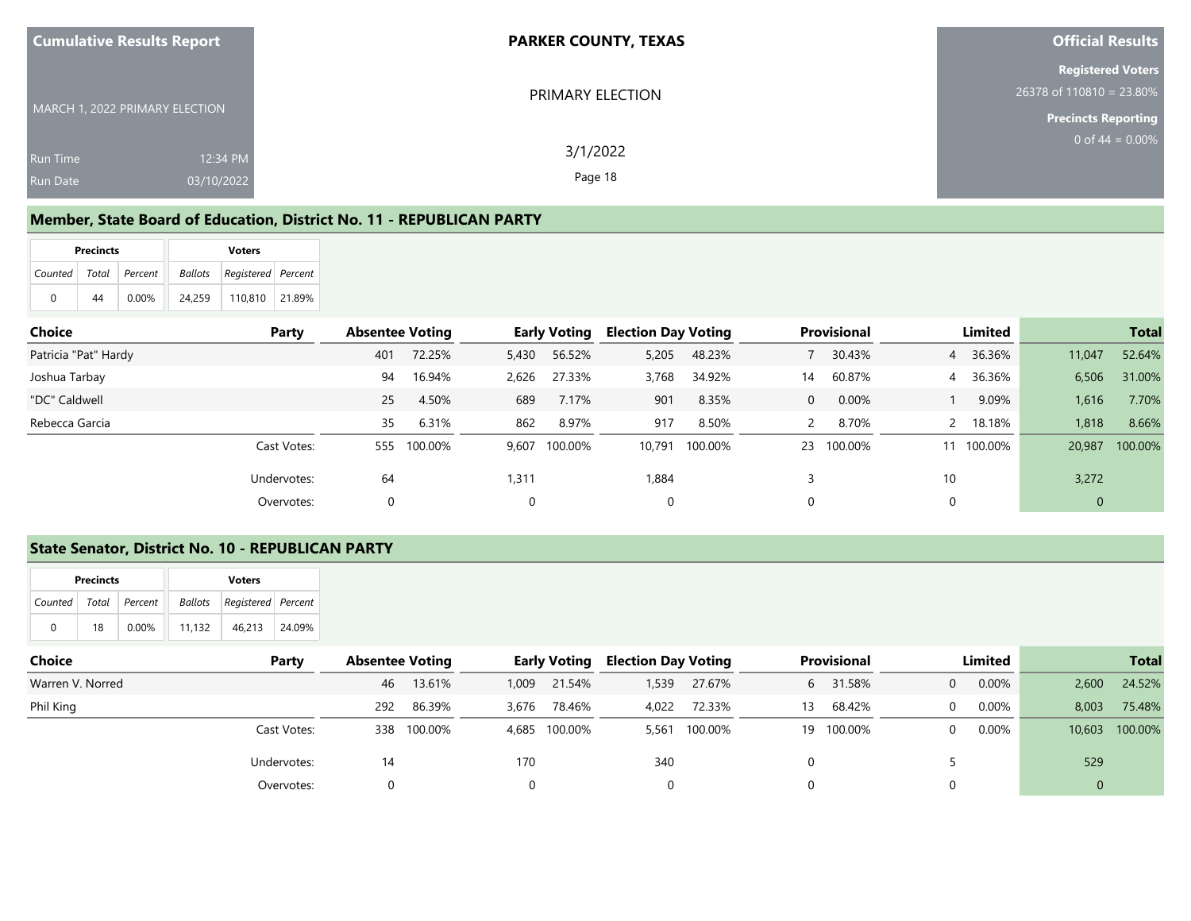**Cumulative Results Report**

MARCH 1, 2022 PRIMARY ELECTION

Run Time 12:34 PM
Run Date 03/10/2022

**PARKER COUNTY, TEXAS**

PRIMARY ELECTION

3/1/2022

**Official Results**

**Registered Voters**
26378 of 110810 = 23.80%

**Precincts Reporting**
0 of 44 = 0.00%

## Member, State Board of Education, District No. 11 - REPUBLICAN PARTY

| Precincts | | | Voters | | |
|---|---|---|---|---|---|
| Counted | Total | Percent | Ballots | Registered | Percent |
| 0 | 44 | 0.00% | 24,259 | 110,810 | 21.89% |

| Choice | Party | Absentee Voting | | Early Voting | | Election Day Voting | | Provisional | | Limited | | Total | |
|---|---|---|---|---|---|---|---|---|---|---|---|---|---|
| Patricia "Pat" Hardy | | 401 | 72.25% | 5,430 | 56.52% | 5,205 | 48.23% | 7 | 30.43% | 4 | 36.36% | 11,047 | 52.64% |
| Joshua Tarbay | | 94 | 16.94% | 2,626 | 27.33% | 3,768 | 34.92% | 14 | 60.87% | 4 | 36.36% | 6,506 | 31.00% |
| "DC" Caldwell | | 25 | 4.50% | 689 | 7.17% | 901 | 8.35% | 0 | 0.00% | 1 | 9.09% | 1,616 | 7.70% |
| Rebecca Garcia | | 35 | 6.31% | 862 | 8.97% | 917 | 8.50% | 2 | 8.70% | 2 | 18.18% | 1,818 | 8.66% |
| | Cast Votes: | 555 | 100.00% | 9,607 | 100.00% | 10,791 | 100.00% | 23 | 100.00% | 11 | 100.00% | 20,987 | 100.00% |
| | Undervotes: | 64 | | 1,311 | | 1,884 | | 3 | | 10 | | 3,272 | |
| | Overvotes: | 0 | | 0 | | 0 | | 0 | | 0 | | 0 | |

## State Senator, District No. 10 - REPUBLICAN PARTY

| Precincts | | | Voters | | |
|---|---|---|---|---|---|
| Counted | Total | Percent | Ballots | Registered | Percent |
| 0 | 18 | 0.00% | 11,132 | 46,213 | 24.09% |

| Choice | Party | Absentee Voting | | Early Voting | | Election Day Voting | | Provisional | | Limited | | Total | |
|---|---|---|---|---|---|---|---|---|---|---|---|---|---|
| Warren V. Norred | | 46 | 13.61% | 1,009 | 21.54% | 1,539 | 27.67% | 6 | 31.58% | 0 | 0.00% | 2,600 | 24.52% |
| Phil King | | 292 | 86.39% | 3,676 | 78.46% | 4,022 | 72.33% | 13 | 68.42% | 0 | 0.00% | 8,003 | 75.48% |
| | Cast Votes: | 338 | 100.00% | 4,685 | 100.00% | 5,561 | 100.00% | 19 | 100.00% | 0 | 0.00% | 10,603 | 100.00% |
| | Undervotes: | 14 | | 170 | | 340 | | 0 | | 5 | | 529 | |
| | Overvotes: | 0 | | 0 | | 0 | | 0 | | 0 | | 0 | |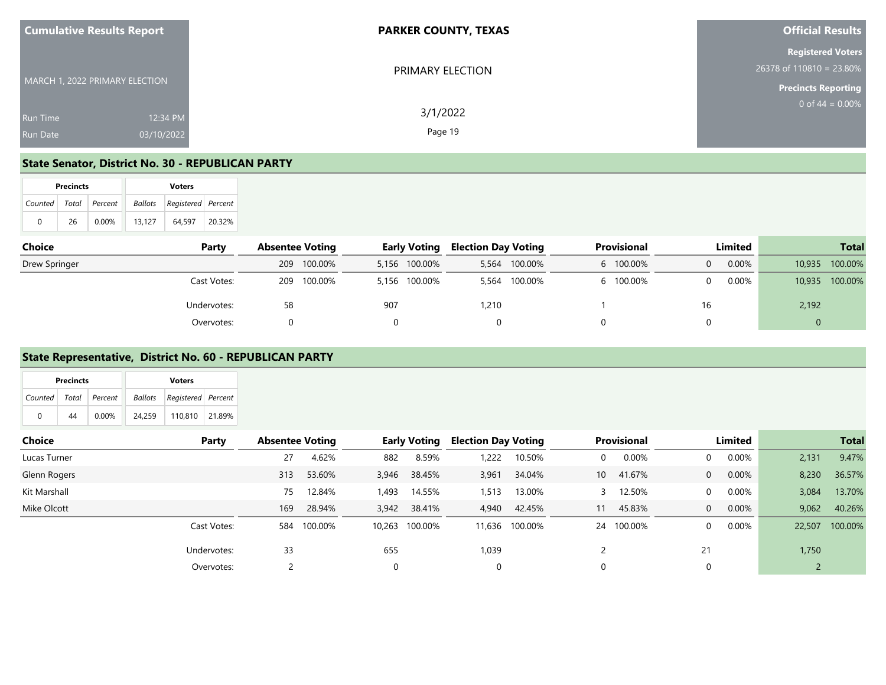Cumulative Results Report

MARCH 1, 2022 PRIMARY ELECTION

Run Time 12:34 PM
Run Date 03/10/2022

**PARKER COUNTY, TEXAS**

PRIMARY ELECTION

3/1/2022

**Official Results**

**Registered Voters**
26378 of 110810 = 23.80%

**Precincts Reporting**
0 of 44 = 0.00%

## State Senator, District No. 30 - REPUBLICAN PARTY

| Precincts | | | Voters | | |
|---|---|---|---|---|---|
| Counted | Total | Percent | Ballots | Registered | Percent |
| 0 | 26 | 0.00% | 13,127 | 64,597 | 20.32% |

| Choice | Party | Absentee Voting | | Early Voting | | Election Day Voting | | Provisional | | Limited | | Total | |
|---|---|---|---|---|---|---|---|---|---|---|---|---|---|
| Drew Springer | | 209 | 100.00% | 5,156 | 100.00% | 5,564 | 100.00% | 6 | 100.00% | 0 | 0.00% | 10,935 | 100.00% |
| | Cast Votes: | 209 | 100.00% | 5,156 | 100.00% | 5,564 | 100.00% | 6 | 100.00% | 0 | 0.00% | 10,935 | 100.00% |
| | Undervotes: | 58 | | 907 | | 1,210 | | 1 | | 16 | | 2,192 | |
| | Overvotes: | 0 | | 0 | | 0 | | 0 | | 0 | | 0 | |

## State Representative, District No. 60 - REPUBLICAN PARTY

| Precincts | | | Voters | | |
|---|---|---|---|---|---|
| Counted | Total | Percent | Ballots | Registered | Percent |
| 0 | 44 | 0.00% | 24,259 | 110,810 | 21.89% |

| Choice | Party | Absentee Voting | | Early Voting | | Election Day Voting | | Provisional | | Limited | | Total | |
|---|---|---|---|---|---|---|---|---|---|---|---|---|---|
| Lucas Turner | | 27 | 4.62% | 882 | 8.59% | 1,222 | 10.50% | 0 | 0.00% | 0 | 0.00% | 2,131 | 9.47% |
| Glenn Rogers | | 313 | 53.60% | 3,946 | 38.45% | 3,961 | 34.04% | 10 | 41.67% | 0 | 0.00% | 8,230 | 36.57% |
| Kit Marshall | | 75 | 12.84% | 1,493 | 14.55% | 1,513 | 13.00% | 3 | 12.50% | 0 | 0.00% | 3,084 | 13.70% |
| Mike Olcott | | 169 | 28.94% | 3,942 | 38.41% | 4,940 | 42.45% | 11 | 45.83% | 0 | 0.00% | 9,062 | 40.26% |
| | Cast Votes: | 584 | 100.00% | 10,263 | 100.00% | 11,636 | 100.00% | 24 | 100.00% | 0 | 0.00% | 22,507 | 100.00% |
| | Undervotes: | 33 | | 655 | | 1,039 | | 2 | | 21 | | 1,750 | |
| | Overvotes: | 2 | | 0 | | 0 | | 0 | | 0 | | 2 | |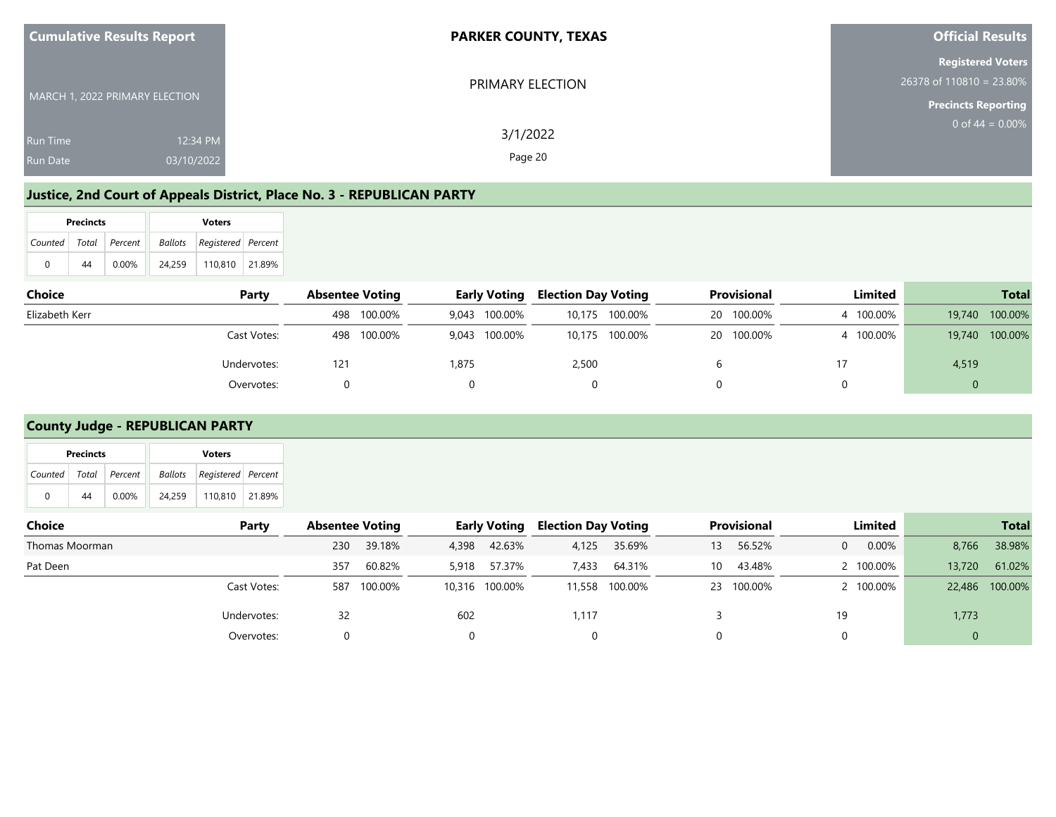**Cumulative Results Report**

MARCH 1, 2022 PRIMARY ELECTION

Run Time 12:34 PM
Run Date 03/10/2022

**PARKER COUNTY, TEXAS**

PRIMARY ELECTION

3/1/2022

**Official Results**

**Registered Voters**
26378 of 110810 = 23.80%

**Precincts Reporting**
0 of 44 = 0.00%

## Justice, 2nd Court of Appeals District, Place No. 3 - REPUBLICAN PARTY

| Precincts | | | Voters | | |
|---|---|---|---|---|---|
| Counted | Total | Percent | Ballots | Registered | Percent |
| 0 | 44 | 0.00% | 24,259 | 110,810 | 21.89% |

| Choice | Party | Absentee Voting | | Early Voting | | Election Day Voting | | Provisional | | Limited | | Total | |
|---|---|---|---|---|---|---|---|---|---|---|---|---|---|
| Elizabeth Kerr | | 498 | 100.00% | 9,043 | 100.00% | 10,175 | 100.00% | 20 | 100.00% | 4 | 100.00% | 19,740 | 100.00% |
| | Cast Votes: | 498 | 100.00% | 9,043 | 100.00% | 10,175 | 100.00% | 20 | 100.00% | 4 | 100.00% | 19,740 | 100.00% |
| | Undervotes: | 121 | | 1,875 | | 2,500 | | 6 | | 17 | | 4,519 | |
| | Overvotes: | 0 | | 0 | | 0 | | 0 | | 0 | | 0 | |

## County Judge - REPUBLICAN PARTY

| Precincts | | | Voters | | |
|---|---|---|---|---|---|
| Counted | Total | Percent | Ballots | Registered | Percent |
| 0 | 44 | 0.00% | 24,259 | 110,810 | 21.89% |

| Choice | Party | Absentee Voting | | Early Voting | | Election Day Voting | | Provisional | | Limited | | Total | |
|---|---|---|---|---|---|---|---|---|---|---|---|---|---|
| Thomas Moorman | | 230 | 39.18% | 4,398 | 42.63% | 4,125 | 35.69% | 13 | 56.52% | 0 | 0.00% | 8,766 | 38.98% |
| Pat Deen | | 357 | 60.82% | 5,918 | 57.37% | 7,433 | 64.31% | 10 | 43.48% | 2 | 100.00% | 13,720 | 61.02% |
| | Cast Votes: | 587 | 100.00% | 10,316 | 100.00% | 11,558 | 100.00% | 23 | 100.00% | 2 | 100.00% | 22,486 | 100.00% |
| | Undervotes: | 32 | | 602 | | 1,117 | | 3 | | 19 | | 1,773 | |
| | Overvotes: | 0 | | 0 | | 0 | | 0 | | 0 | | 0 | |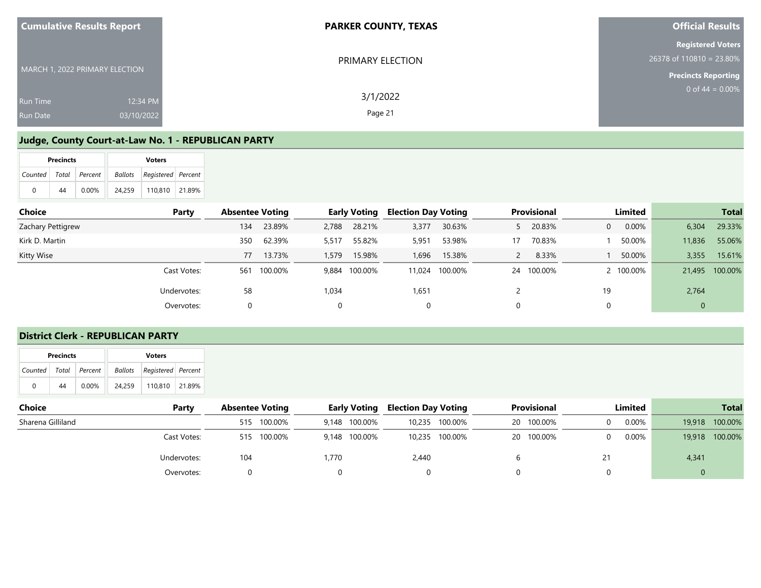Cumulative Results Report

MARCH 1, 2022 PRIMARY ELECTION

Run Time 12:34 PM

Run Date 03/10/2022

**PARKER COUNTY, TEXAS**

PRIMARY ELECTION

3/1/2022

**Official Results**

**Registered Voters**

26378 of 110810 = 23.80%

**Precincts Reporting**

0 of 44 = 0.00%

## Judge, County Court-at-Law No. 1 - REPUBLICAN PARTY

| Precincts | | | Voters | | |
|---|---|---|---|---|---|
| Counted | Total | Percent | Ballots | Registered | Percent |
| 0 | 44 | 0.00% | 24,259 | 110,810 | 21.89% |

| Choice | Party | Absentee Voting | | Early Voting | | Election Day Voting | | Provisional | | Limited | | Total | |
|---|---|---|---|---|---|---|---|---|---|---|---|---|---|
| Zachary Pettigrew | | 134 | 23.89% | 2,788 | 28.21% | 3,377 | 30.63% | 5 | 20.83% | 0 | 0.00% | 6,304 | 29.33% |
| Kirk D. Martin | | 350 | 62.39% | 5,517 | 55.82% | 5,951 | 53.98% | 17 | 70.83% | 1 | 50.00% | 11,836 | 55.06% |
| Kitty Wise | | 77 | 13.73% | 1,579 | 15.98% | 1,696 | 15.38% | 2 | 8.33% | 1 | 50.00% | 3,355 | 15.61% |
| | Cast Votes: | 561 | 100.00% | 9,884 | 100.00% | 11,024 | 100.00% | 24 | 100.00% | 2 | 100.00% | 21,495 | 100.00% |
| | Undervotes: | 58 | | 1,034 | | 1,651 | | 2 | | 19 | | 2,764 | |
| | Overvotes: | 0 | | 0 | | 0 | | 0 | | 0 | | 0 | |

## District Clerk - REPUBLICAN PARTY

| Precincts | | | Voters | | |
|---|---|---|---|---|---|
| Counted | Total | Percent | Ballots | Registered | Percent |
| 0 | 44 | 0.00% | 24,259 | 110,810 | 21.89% |

| Choice | Party | Absentee Voting | | Early Voting | | Election Day Voting | | Provisional | | Limited | | Total | |
|---|---|---|---|---|---|---|---|---|---|---|---|---|---|
| Sharena Gilliland | | 515 | 100.00% | 9,148 | 100.00% | 10,235 | 100.00% | 20 | 100.00% | 0 | 0.00% | 19,918 | 100.00% |
| | Cast Votes: | 515 | 100.00% | 9,148 | 100.00% | 10,235 | 100.00% | 20 | 100.00% | 0 | 0.00% | 19,918 | 100.00% |
| | Undervotes: | 104 | | 1,770 | | 2,440 | | 6 | | 21 | | 4,341 | |
| | Overvotes: | 0 | | 0 | | 0 | | 0 | | 0 | | 0 | |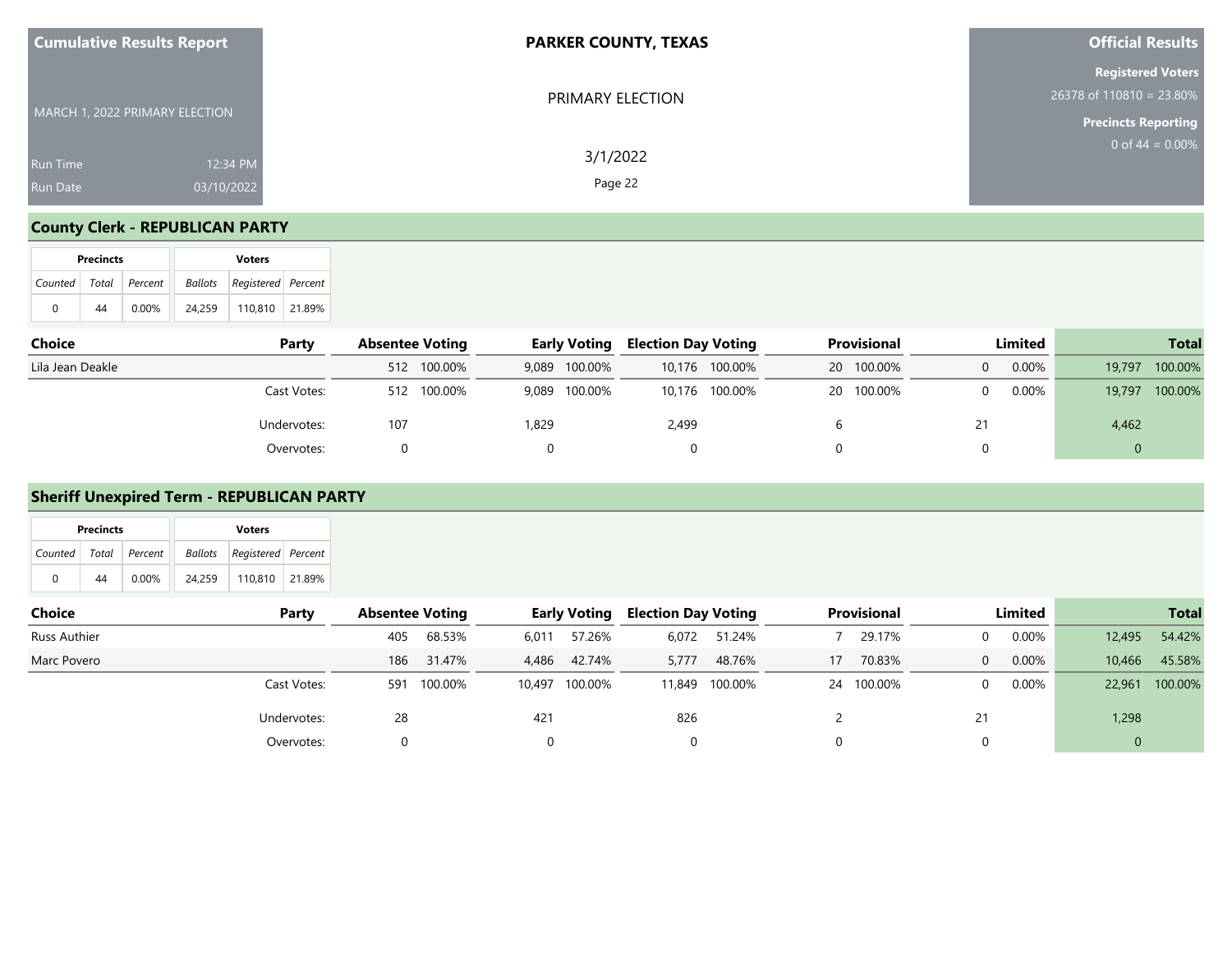**Cumulative Results Report**

MARCH 1, 2022 PRIMARY ELECTION

Run Time 12:34 PM
Run Date 03/10/2022

**PARKER COUNTY, TEXAS**

PRIMARY ELECTION

3/1/2022

**Official Results**

**Registered Voters**
26378 of 110810 = 23.80%

**Precincts Reporting**
0 of 44 = 0.00%

## County Clerk - REPUBLICAN PARTY

| Precincts | | | Voters | | |
|---|---|---|---|---|---|
| Counted | Total | Percent | Ballots | Registered | Percent |
| 0 | 44 | 0.00% | 24,259 | 110,810 | 21.89% |

| Choice | Party | Absentee Voting | | Early Voting | | Election Day Voting | | Provisional | | Limited | | Total | |
|---|---|---|---|---|---|---|---|---|---|---|---|---|---|
| Lila Jean Deakle | | 512 | 100.00% | 9,089 | 100.00% | 10,176 | 100.00% | 20 | 100.00% | 0 | 0.00% | 19,797 | 100.00% |
| | Cast Votes: | 512 | 100.00% | 9,089 | 100.00% | 10,176 | 100.00% | 20 | 100.00% | 0 | 0.00% | 19,797 | 100.00% |
| | Undervotes: | 107 | | 1,829 | | 2,499 | | 6 | | 21 | | 4,462 | |
| | Overvotes: | 0 | | 0 | | 0 | | 0 | | 0 | | 0 | |

## Sheriff Unexpired Term - REPUBLICAN PARTY

| Precincts | | | Voters | | |
|---|---|---|---|---|---|
| Counted | Total | Percent | Ballots | Registered | Percent |
| 0 | 44 | 0.00% | 24,259 | 110,810 | 21.89% |

| Choice | Party | Absentee Voting | | Early Voting | | Election Day Voting | | Provisional | | Limited | | Total | |
|---|---|---|---|---|---|---|---|---|---|---|---|---|---|
| Russ Authier | | 405 | 68.53% | 6,011 | 57.26% | 6,072 | 51.24% | 7 | 29.17% | 0 | 0.00% | 12,495 | 54.42% |
| Marc Povero | | 186 | 31.47% | 4,486 | 42.74% | 5,777 | 48.76% | 17 | 70.83% | 0 | 0.00% | 10,466 | 45.58% |
| | Cast Votes: | 591 | 100.00% | 10,497 | 100.00% | 11,849 | 100.00% | 24 | 100.00% | 0 | 0.00% | 22,961 | 100.00% |
| | Undervotes: | 28 | | 421 | | 826 | | 2 | | 21 | | 1,298 | |
| | Overvotes: | 0 | | 0 | | 0 | | 0 | | 0 | | 0 | |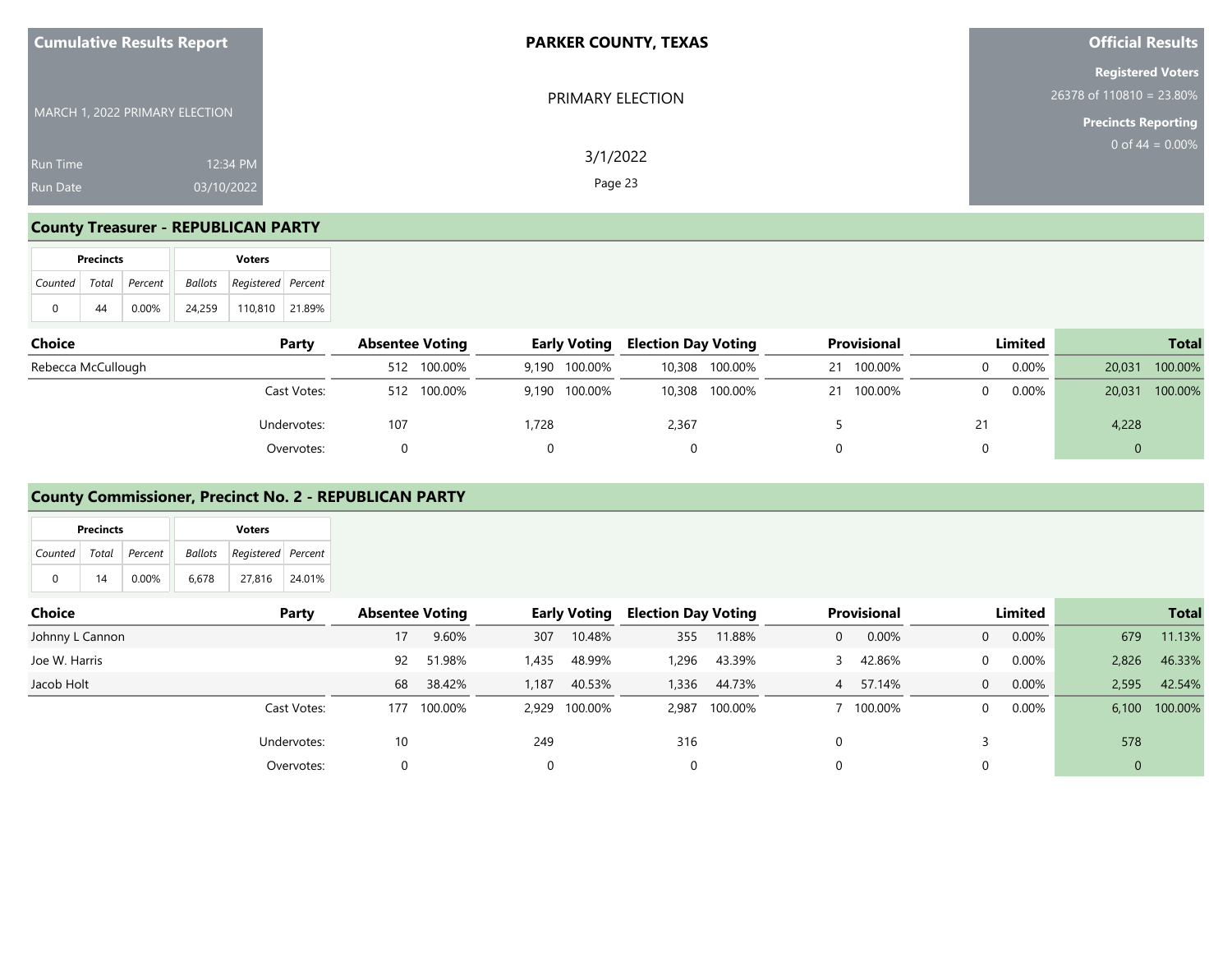**Cumulative Results Report**

MARCH 1, 2022 PRIMARY ELECTION

Run Time 12:34 PM
Run Date 03/10/2022

**PARKER COUNTY, TEXAS**

PRIMARY ELECTION

3/1/2022

**Official Results**

**Registered Voters**
26378 of 110810 = 23.80%

**Precincts Reporting**
0 of 44 = 0.00%

## County Treasurer - REPUBLICAN PARTY

| Precincts | | | Voters | | |
|---|---|---|---|---|---|
| Counted | Total | Percent | Ballots | Registered | Percent |
| 0 | 44 | 0.00% | 24,259 | 110,810 | 21.89% |

| Choice | Party | Absentee Voting | | Early Voting | | Election Day Voting | | Provisional | | Limited | | Total | |
|---|---|---|---|---|---|---|---|---|---|---|---|---|---|
| Rebecca McCullough | | 512 | 100.00% | 9,190 | 100.00% | 10,308 | 100.00% | 21 | 100.00% | 0 | 0.00% | 20,031 | 100.00% |
| | Cast Votes: | 512 | 100.00% | 9,190 | 100.00% | 10,308 | 100.00% | 21 | 100.00% | 0 | 0.00% | 20,031 | 100.00% |
| | Undervotes: | 107 | | 1,728 | | 2,367 | | 5 | | 21 | | 4,228 | |
| | Overvotes: | 0 | | 0 | | 0 | | 0 | | 0 | | 0 | |

## County Commissioner, Precinct No. 2 - REPUBLICAN PARTY

| Precincts | | | Voters | | |
|---|---|---|---|---|---|
| Counted | Total | Percent | Ballots | Registered | Percent |
| 0 | 14 | 0.00% | 6,678 | 27,816 | 24.01% |

| Choice | Party | Absentee Voting | | Early Voting | | Election Day Voting | | Provisional | | Limited | | Total | |
|---|---|---|---|---|---|---|---|---|---|---|---|---|---|
| Johnny L Cannon | | 17 | 9.60% | 307 | 10.48% | 355 | 11.88% | 0 | 0.00% | 0 | 0.00% | 679 | 11.13% |
| Joe W. Harris | | 92 | 51.98% | 1,435 | 48.99% | 1,296 | 43.39% | 3 | 42.86% | 0 | 0.00% | 2,826 | 46.33% |
| Jacob Holt | | 68 | 38.42% | 1,187 | 40.53% | 1,336 | 44.73% | 4 | 57.14% | 0 | 0.00% | 2,595 | 42.54% |
| | Cast Votes: | 177 | 100.00% | 2,929 | 100.00% | 2,987 | 100.00% | 7 | 100.00% | 0 | 0.00% | 6,100 | 100.00% |
| | Undervotes: | 10 | | 249 | | 316 | | 0 | | 3 | | 578 | |
| | Overvotes: | 0 | | 0 | | 0 | | 0 | | 0 | | 0 | |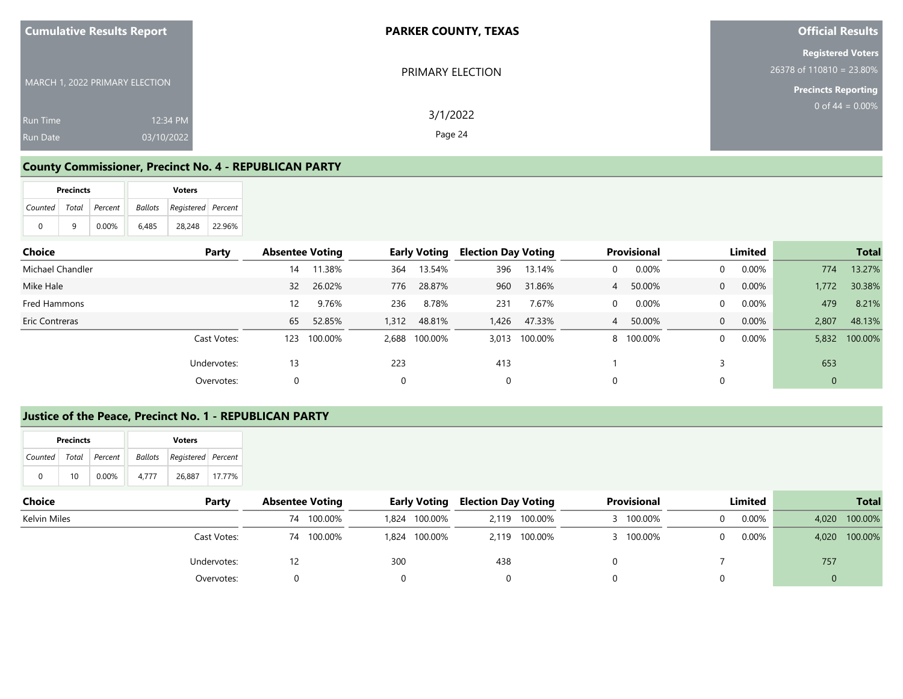**Cumulative Results Report**

MARCH 1, 2022 PRIMARY ELECTION

Run Time 12:34 PM
Run Date 03/10/2022

**PARKER COUNTY, TEXAS**

PRIMARY ELECTION

3/1/2022

**Official Results**

**Registered Voters**
26378 of 110810 = 23.80%

**Precincts Reporting**
0 of 44 = 0.00%

## County Commissioner, Precinct No. 4 - REPUBLICAN PARTY

| Precincts | | | Voters | | |
|---|---|---|---|---|---|
| Counted | Total | Percent | Ballots | Registered | Percent |
| 0 | 9 | 0.00% | 6,485 | 28,248 | 22.96% |

| Choice | Party | Absentee Voting | | Early Voting | | Election Day Voting | | Provisional | | Limited | | Total | |
|---|---|---|---|---|---|---|---|---|---|---|---|---|---|
| Michael Chandler | | 14 | 11.38% | 364 | 13.54% | 396 | 13.14% | 0 | 0.00% | 0 | 0.00% | 774 | 13.27% |
| Mike Hale | | 32 | 26.02% | 776 | 28.87% | 960 | 31.86% | 4 | 50.00% | 0 | 0.00% | 1,772 | 30.38% |
| Fred Hammons | | 12 | 9.76% | 236 | 8.78% | 231 | 7.67% | 0 | 0.00% | 0 | 0.00% | 479 | 8.21% |
| Eric Contreras | | 65 | 52.85% | 1,312 | 48.81% | 1,426 | 47.33% | 4 | 50.00% | 0 | 0.00% | 2,807 | 48.13% |
| | Cast Votes: | 123 | 100.00% | 2,688 | 100.00% | 3,013 | 100.00% | 8 | 100.00% | 0 | 0.00% | 5,832 | 100.00% |
| | Undervotes: | 13 | | 223 | | 413 | | 1 | | 3 | | 653 | |
| | Overvotes: | 0 | | 0 | | 0 | | 0 | | 0 | | 0 | |

## Justice of the Peace, Precinct No. 1 - REPUBLICAN PARTY

| Precincts | | | Voters | | |
|---|---|---|---|---|---|
| Counted | Total | Percent | Ballots | Registered | Percent |
| 0 | 10 | 0.00% | 4,777 | 26,887 | 17.77% |

| Choice | Party | Absentee Voting | | Early Voting | | Election Day Voting | | Provisional | | Limited | | Total | |
|---|---|---|---|---|---|---|---|---|---|---|---|---|---|
| Kelvin Miles | | 74 | 100.00% | 1,824 | 100.00% | 2,119 | 100.00% | 3 | 100.00% | 0 | 0.00% | 4,020 | 100.00% |
| | Cast Votes: | 74 | 100.00% | 1,824 | 100.00% | 2,119 | 100.00% | 3 | 100.00% | 0 | 0.00% | 4,020 | 100.00% |
| | Undervotes: | 12 | | 300 | | 438 | | 0 | | 7 | | 757 | |
| | Overvotes: | 0 | | 0 | | 0 | | 0 | | 0 | | 0 | |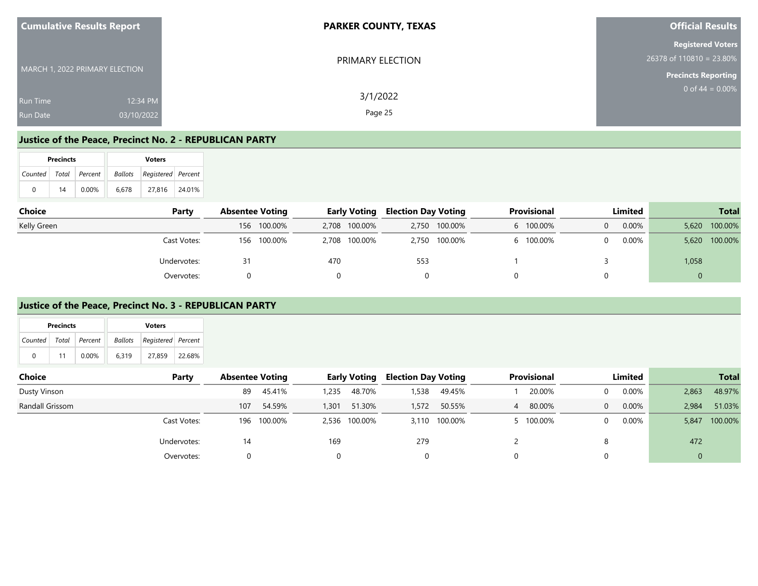## Justice of the Peace, Precinct No. 2 - REPUBLICAN PARTY

| Precincts | | | Voters | | |
|---|---|---|---|---|---|
| Counted | Total | Percent | Ballots | Registered | Percent |
| 0 | 14 | 0.00% | 6,678 | 27,816 | 24.01% |

| Choice | Party | Absentee Voting | | Early Voting | | Election Day Voting | | Provisional | | Limited | | Total | |
|---|---|---|---|---|---|---|---|---|---|---|---|---|---|
| Kelly Green | | 156 | 100.00% | 2,708 | 100.00% | 2,750 | 100.00% | 6 | 100.00% | 0 | 0.00% | 5,620 | 100.00% |
| | Cast Votes: | 156 | 100.00% | 2,708 | 100.00% | 2,750 | 100.00% | 6 | 100.00% | 0 | 0.00% | 5,620 | 100.00% |
| | Undervotes: | 31 | | 470 | | 553 | | 1 | | 3 | | 1,058 | |
| | Overvotes: | 0 | | 0 | | 0 | | 0 | | 0 | | 0 | |

## Justice of the Peace, Precinct No. 3 - REPUBLICAN PARTY

| Precincts | | | Voters | | |
|---|---|---|---|---|---|
| Counted | Total | Percent | Ballots | Registered | Percent |
| 0 | 11 | 0.00% | 6,319 | 27,859 | 22.68% |

| Choice | Party | Absentee Voting | | Early Voting | | Election Day Voting | | Provisional | | Limited | | Total | |
|---|---|---|---|---|---|---|---|---|---|---|---|---|---|
| Dusty Vinson | | 89 | 45.41% | 1,235 | 48.70% | 1,538 | 49.45% | 1 | 20.00% | 0 | 0.00% | 2,863 | 48.97% |
| Randall Grissom | | 107 | 54.59% | 1,301 | 51.30% | 1,572 | 50.55% | 4 | 80.00% | 0 | 0.00% | 2,984 | 51.03% |
| | Cast Votes: | 196 | 100.00% | 2,536 | 100.00% | 3,110 | 100.00% | 5 | 100.00% | 0 | 0.00% | 5,847 | 100.00% |
| | Undervotes: | 14 | | 169 | | 279 | | 2 | | 8 | | 472 | |
| | Overvotes: | 0 | | 0 | | 0 | | 0 | | 0 | | 0 | |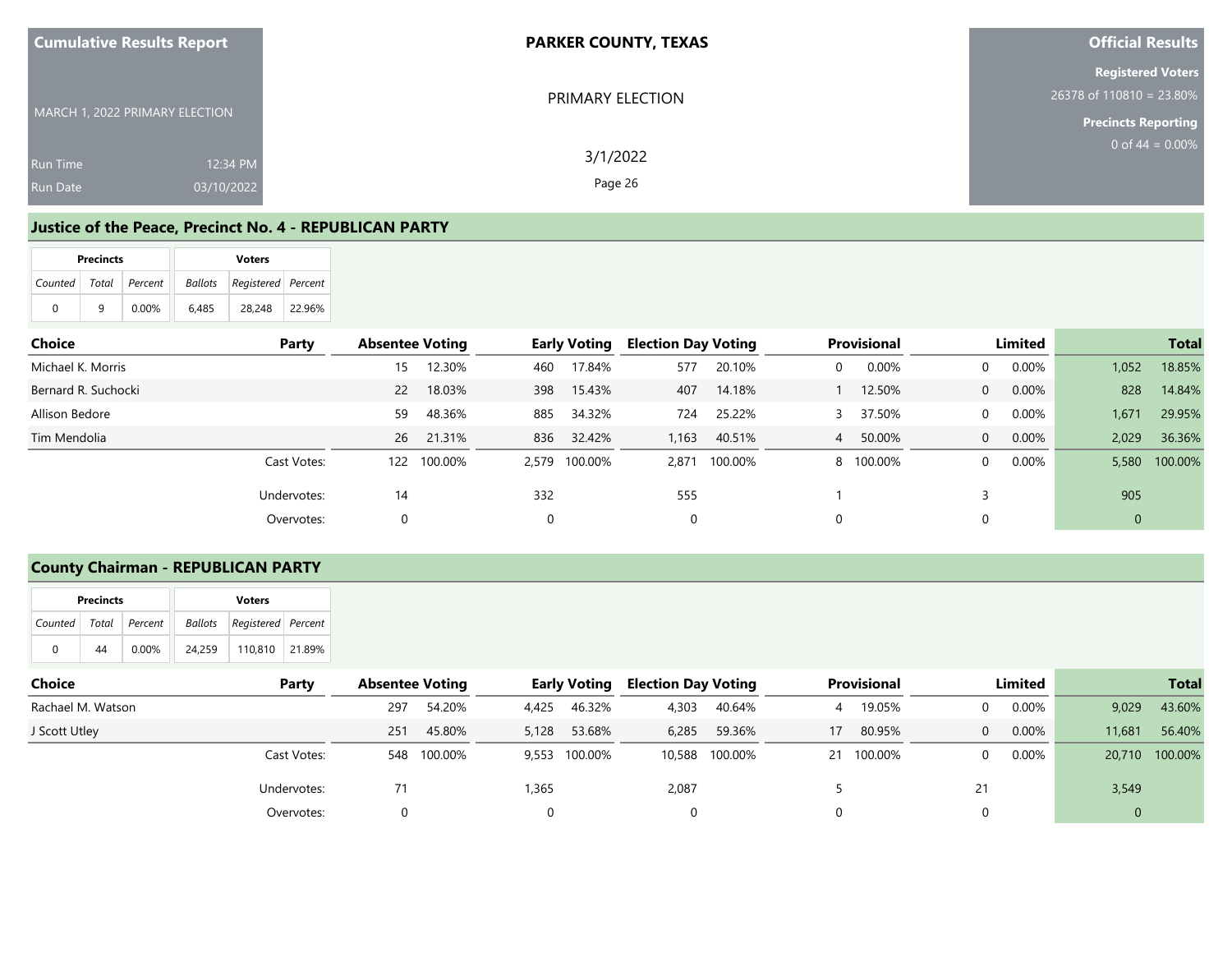**Cumulative Results Report**

MARCH 1, 2022 PRIMARY ELECTION

Run Time 12:34 PM

Run Date 03/10/2022

**PARKER COUNTY, TEXAS**

PRIMARY ELECTION

3/1/2022

**Official Results**

**Registered Voters**

26378 of 110810 = 23.80%

**Precincts Reporting**

0 of 44 = 0.00%

## Justice of the Peace, Precinct No. 4 - REPUBLICAN PARTY

| Precincts | | | Voters | | |
|---|---|---|---|---|---|
| Counted | Total | Percent | Ballots | Registered | Percent |
| 0 | 9 | 0.00% | 6,485 | 28,248 | 22.96% |

| Choice | Party | Absentee Voting | | Early Voting | | Election Day Voting | | Provisional | | Limited | | Total | |
|---|---|---|---|---|---|---|---|---|---|---|---|---|---|
| Michael K. Morris | | 15 | 12.30% | 460 | 17.84% | 577 | 20.10% | 0 | 0.00% | 0 | 0.00% | 1,052 | 18.85% |
| Bernard R. Suchocki | | 22 | 18.03% | 398 | 15.43% | 407 | 14.18% | 1 | 12.50% | 0 | 0.00% | 828 | 14.84% |
| Allison Bedore | | 59 | 48.36% | 885 | 34.32% | 724 | 25.22% | 3 | 37.50% | 0 | 0.00% | 1,671 | 29.95% |
| Tim Mendolia | | 26 | 21.31% | 836 | 32.42% | 1,163 | 40.51% | 4 | 50.00% | 0 | 0.00% | 2,029 | 36.36% |
| | Cast Votes: | 122 | 100.00% | 2,579 | 100.00% | 2,871 | 100.00% | 8 | 100.00% | 0 | 0.00% | 5,580 | 100.00% |
| | Undervotes: | 14 | | 332 | | 555 | | 1 | | 3 | | 905 | |
| | Overvotes: | 0 | | 0 | | 0 | | 0 | | 0 | | 0 | |

## County Chairman - REPUBLICAN PARTY

| Precincts | | | Voters | | |
|---|---|---|---|---|---|
| Counted | Total | Percent | Ballots | Registered | Percent |
| 0 | 44 | 0.00% | 24,259 | 110,810 | 21.89% |

| Choice | Party | Absentee Voting | | Early Voting | | Election Day Voting | | Provisional | | Limited | | Total | |
|---|---|---|---|---|---|---|---|---|---|---|---|---|---|
| Rachael M. Watson | | 297 | 54.20% | 4,425 | 46.32% | 4,303 | 40.64% | 4 | 19.05% | 0 | 0.00% | 9,029 | 43.60% |
| J Scott Utley | | 251 | 45.80% | 5,128 | 53.68% | 6,285 | 59.36% | 17 | 80.95% | 0 | 0.00% | 11,681 | 56.40% |
| | Cast Votes: | 548 | 100.00% | 9,553 | 100.00% | 10,588 | 100.00% | 21 | 100.00% | 0 | 0.00% | 20,710 | 100.00% |
| | Undervotes: | 71 | | 1,365 | | 2,087 | | 5 | | 21 | | 3,549 | |
| | Overvotes: | 0 | | 0 | | 0 | | 0 | | 0 | | 0 | |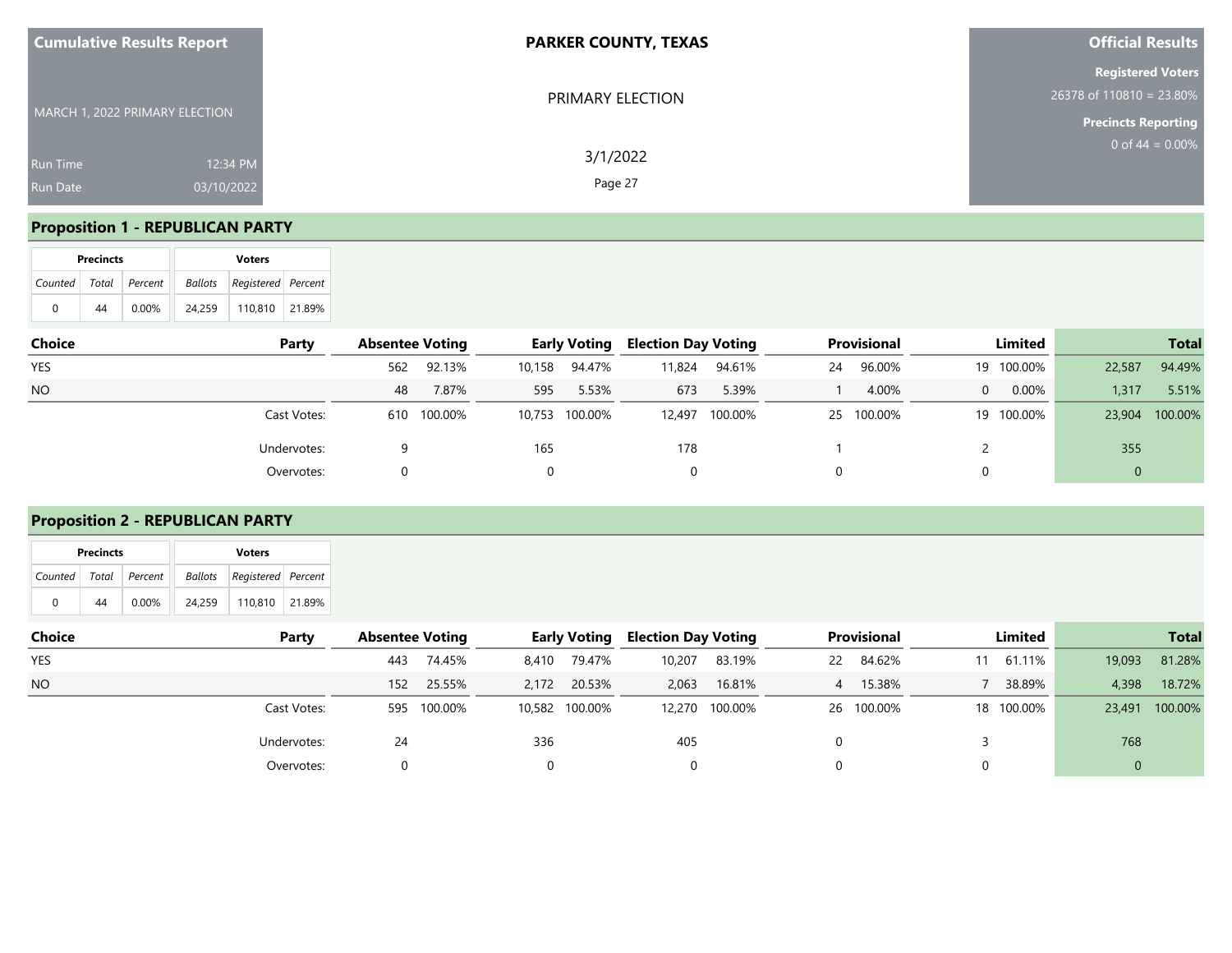**Cumulative Results Report**

MARCH 1, 2022 PRIMARY ELECTION

Run Time 12:34 PM
Run Date 03/10/2022

**PARKER COUNTY, TEXAS**

PRIMARY ELECTION

3/1/2022

**Official Results**

**Registered Voters**
26378 of 110810 = 23.80%

**Precincts Reporting**
0 of 44 = 0.00%

## Proposition 1 - REPUBLICAN PARTY

| Precincts | | | Voters | | |
|---|---|---|---|---|---|
| Counted | Total | Percent | Ballots | Registered | Percent |
| 0 | 44 | 0.00% | 24,259 | 110,810 | 21.89% |

| Choice | Party | Absentee Voting | | Early Voting | | Election Day Voting | | Provisional | | Limited | | Total | |
|---|---|---|---|---|---|---|---|---|---|---|---|---|---|
| YES | | 562 | 92.13% | 10,158 | 94.47% | 11,824 | 94.61% | 24 | 96.00% | 19 | 100.00% | 22,587 | 94.49% |
| NO | | 48 | 7.87% | 595 | 5.53% | 673 | 5.39% | 1 | 4.00% | 0 | 0.00% | 1,317 | 5.51% |
| | Cast Votes: | 610 | 100.00% | 10,753 | 100.00% | 12,497 | 100.00% | 25 | 100.00% | 19 | 100.00% | 23,904 | 100.00% |
| | Undervotes: | 9 | | 165 | | 178 | | 1 | | 2 | | 355 | |
| | Overvotes: | 0 | | 0 | | 0 | | 0 | | 0 | | 0 | |

## Proposition 2 - REPUBLICAN PARTY

| Precincts | | | Voters | | |
|---|---|---|---|---|---|
| Counted | Total | Percent | Ballots | Registered | Percent |
| 0 | 44 | 0.00% | 24,259 | 110,810 | 21.89% |

| Choice | Party | Absentee Voting | | Early Voting | | Election Day Voting | | Provisional | | Limited | | Total | |
|---|---|---|---|---|---|---|---|---|---|---|---|---|---|
| YES | | 443 | 74.45% | 8,410 | 79.47% | 10,207 | 83.19% | 22 | 84.62% | 11 | 61.11% | 19,093 | 81.28% |
| NO | | 152 | 25.55% | 2,172 | 20.53% | 2,063 | 16.81% | 4 | 15.38% | 7 | 38.89% | 4,398 | 18.72% |
| | Cast Votes: | 595 | 100.00% | 10,582 | 100.00% | 12,270 | 100.00% | 26 | 100.00% | 18 | 100.00% | 23,491 | 100.00% |
| | Undervotes: | 24 | | 336 | | 405 | | 0 | | 3 | | 768 | |
| | Overvotes: | 0 | | 0 | | 0 | | 0 | | 0 | | 0 | |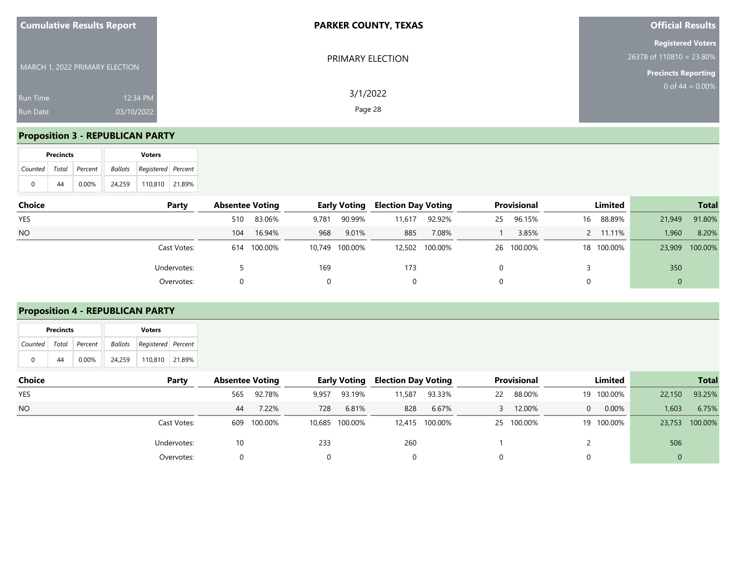**Cumulative Results Report**

MARCH 1, 2022 PRIMARY ELECTION

Run Time 12:34 PM
Run Date 03/10/2022

**PARKER COUNTY, TEXAS**

PRIMARY ELECTION

3/1/2022

**Official Results**

**Registered Voters**
26378 of 110810 = 23.80%

**Precincts Reporting**
0 of 44 = 0.00%

## Proposition 3 - REPUBLICAN PARTY

| Precincts | | | Voters | | |
|---|---|---|---|---|---|
| Counted | Total | Percent | Ballots | Registered | Percent |
| 0 | 44 | 0.00% | 24,259 | 110,810 | 21.89% |

| Choice | Party | Absentee Voting | | Early Voting | | Election Day Voting | | Provisional | | Limited | | Total | |
|---|---|---|---|---|---|---|---|---|---|---|---|---|---|
| YES | | 510 | 83.06% | 9,781 | 90.99% | 11,617 | 92.92% | 25 | 96.15% | 16 | 88.89% | 21,949 | 91.80% |
| NO | | 104 | 16.94% | 968 | 9.01% | 885 | 7.08% | 1 | 3.85% | 2 | 11.11% | 1,960 | 8.20% |
| | Cast Votes: | 614 | 100.00% | 10,749 | 100.00% | 12,502 | 100.00% | 26 | 100.00% | 18 | 100.00% | 23,909 | 100.00% |
| | Undervotes: | 5 | | 169 | | 173 | | 0 | | 3 | | 350 | |
| | Overvotes: | 0 | | 0 | | 0 | | 0 | | 0 | | 0 | |

## Proposition 4 - REPUBLICAN PARTY

| Precincts | | | Voters | | |
|---|---|---|---|---|---|
| Counted | Total | Percent | Ballots | Registered | Percent |
| 0 | 44 | 0.00% | 24,259 | 110,810 | 21.89% |

| Choice | Party | Absentee Voting | | Early Voting | | Election Day Voting | | Provisional | | Limited | | Total | |
|---|---|---|---|---|---|---|---|---|---|---|---|---|---|
| YES | | 565 | 92.78% | 9,957 | 93.19% | 11,587 | 93.33% | 22 | 88.00% | 19 | 100.00% | 22,150 | 93.25% |
| NO | | 44 | 7.22% | 728 | 6.81% | 828 | 6.67% | 3 | 12.00% | 0 | 0.00% | 1,603 | 6.75% |
| | Cast Votes: | 609 | 100.00% | 10,685 | 100.00% | 12,415 | 100.00% | 25 | 100.00% | 19 | 100.00% | 23,753 | 100.00% |
| | Undervotes: | 10 | | 233 | | 260 | | 1 | | 2 | | 506 | |
| | Overvotes: | 0 | | 0 | | 0 | | 0 | | 0 | | 0 | |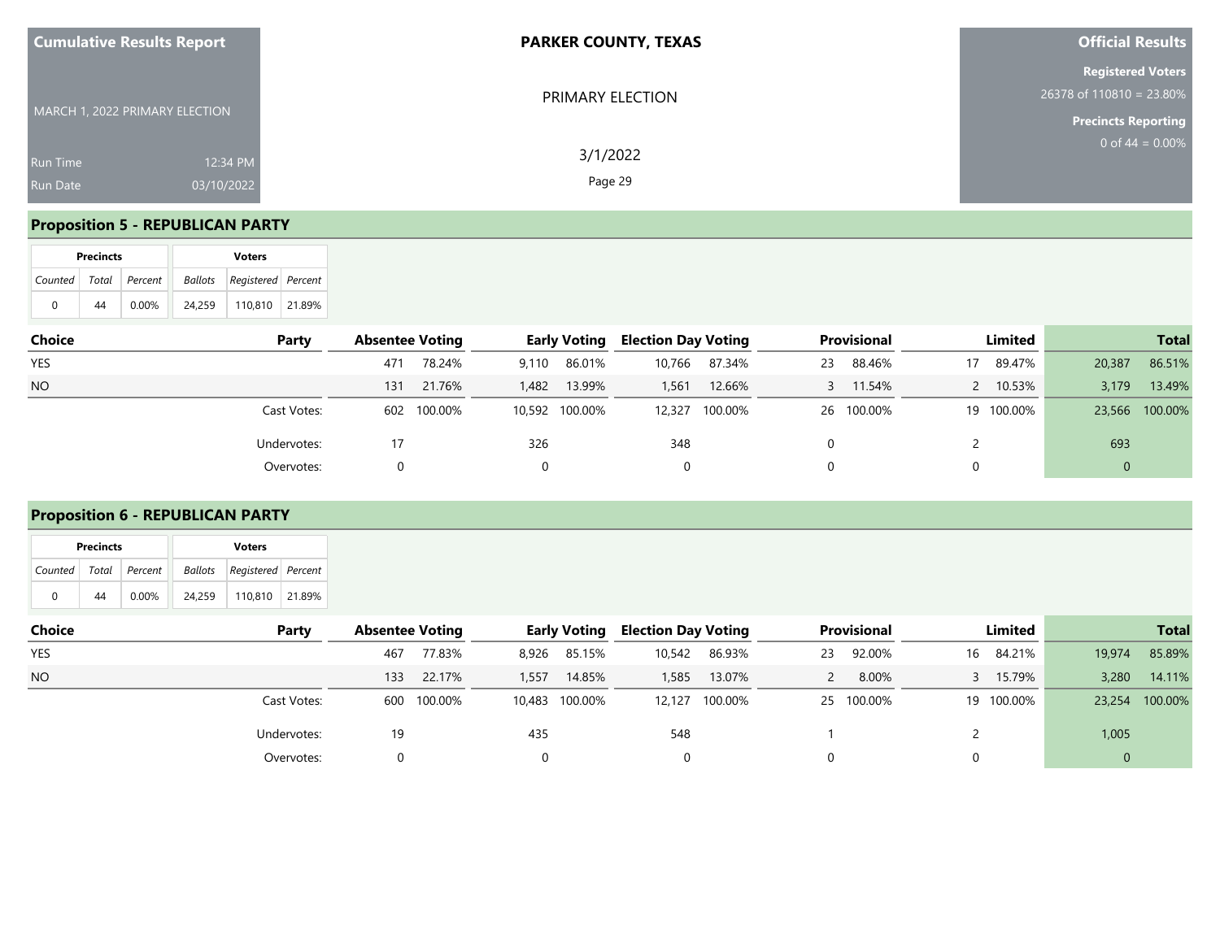**Cumulative Results Report**

MARCH 1, 2022 PRIMARY ELECTION

Run Time 12:34 PM
Run Date 03/10/2022

**PARKER COUNTY, TEXAS**

PRIMARY ELECTION

3/1/2022

**Official Results**

**Registered Voters**
26378 of 110810 = 23.80%

**Precincts Reporting**
0 of 44 = 0.00%

## Proposition 5 - REPUBLICAN PARTY

| Precincts | | | Voters | | |
|---|---|---|---|---|---|
| Counted | Total | Percent | Ballots | Registered | Percent |
| 0 | 44 | 0.00% | 24,259 | 110,810 | 21.89% |

| Choice | Party | Absentee Voting | | Early Voting | | Election Day Voting | | Provisional | | Limited | | Total | |
|---|---|---|---|---|---|---|---|---|---|---|---|---|---|
| YES | | 471 | 78.24% | 9,110 | 86.01% | 10,766 | 87.34% | 23 | 88.46% | 17 | 89.47% | 20,387 | 86.51% |
| NO | | 131 | 21.76% | 1,482 | 13.99% | 1,561 | 12.66% | 3 | 11.54% | 2 | 10.53% | 3,179 | 13.49% |
| | Cast Votes: | 602 | 100.00% | 10,592 | 100.00% | 12,327 | 100.00% | 26 | 100.00% | 19 | 100.00% | 23,566 | 100.00% |
| | Undervotes: | 17 | | 326 | | 348 | | 0 | | 2 | | 693 | |
| | Overvotes: | 0 | | 0 | | 0 | | 0 | | 0 | | 0 | |

## Proposition 6 - REPUBLICAN PARTY

| Precincts | | | Voters | | |
|---|---|---|---|---|---|
| Counted | Total | Percent | Ballots | Registered | Percent |
| 0 | 44 | 0.00% | 24,259 | 110,810 | 21.89% |

| Choice | Party | Absentee Voting | | Early Voting | | Election Day Voting | | Provisional | | Limited | | Total | |
|---|---|---|---|---|---|---|---|---|---|---|---|---|---|
| YES | | 467 | 77.83% | 8,926 | 85.15% | 10,542 | 86.93% | 23 | 92.00% | 16 | 84.21% | 19,974 | 85.89% |
| NO | | 133 | 22.17% | 1,557 | 14.85% | 1,585 | 13.07% | 2 | 8.00% | 3 | 15.79% | 3,280 | 14.11% |
| | Cast Votes: | 600 | 100.00% | 10,483 | 100.00% | 12,127 | 100.00% | 25 | 100.00% | 19 | 100.00% | 23,254 | 100.00% |
| | Undervotes: | 19 | | 435 | | 548 | | 1 | | 2 | | 1,005 | |
| | Overvotes: | 0 | | 0 | | 0 | | 0 | | 0 | | 0 | |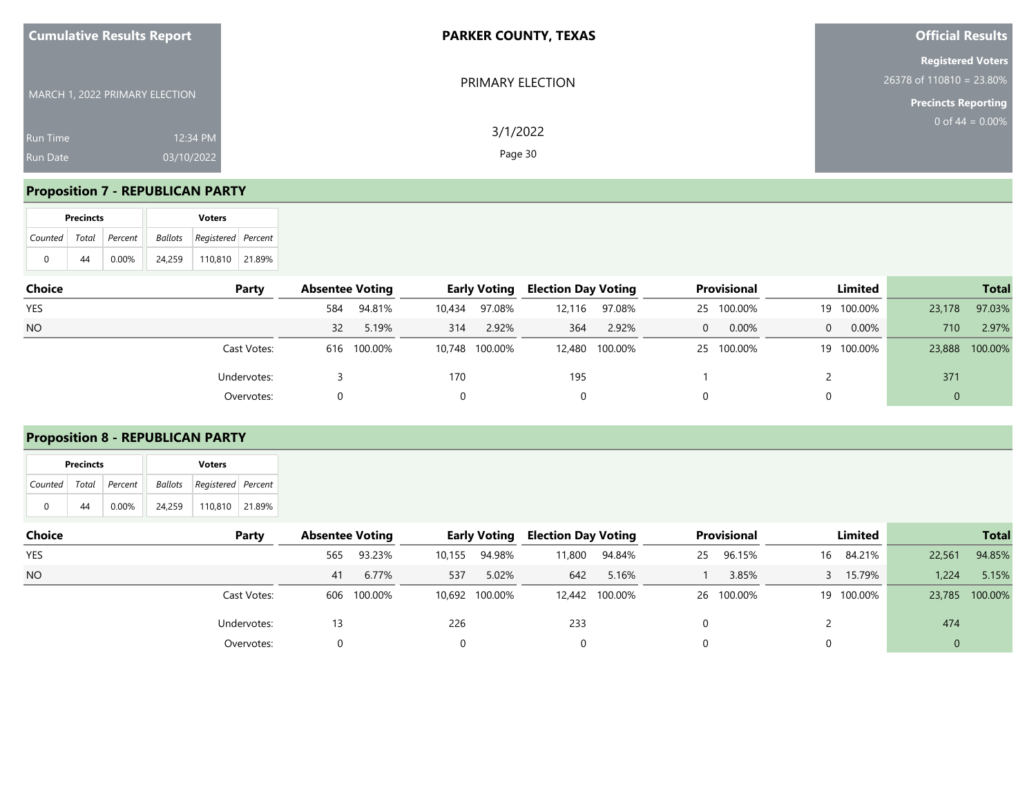| Cumulative Results Report | PARKER COUNTY, TEXAS | Official Results |
|---|---|---|
| MARCH 1, 2022 PRIMARY ELECTION | PRIMARY ELECTION | Registered Voters 26378 of 110810 = 23.80% |
| Run Time 12:34 PM | 3/1/2022 | Precincts Reporting 0 of 44 = 0.00% |
| Run Date 03/10/2022 | | |

## Proposition 7 - REPUBLICAN PARTY

| Precincts | | | Voters | | |
|---|---|---|---|---|---|
| Counted | Total | Percent | Ballots | Registered | Percent |
| 0 | 44 | 0.00% | 24,259 | 110,810 | 21.89% |

| Choice | Party | Absentee Voting | | Early Voting | | Election Day Voting | | Provisional | | Limited | | Total | |
|---|---|---|---|---|---|---|---|---|---|---|---|---|---|
| YES | | 584 | 94.81% | 10,434 | 97.08% | 12,116 | 97.08% | 25 | 100.00% | 19 | 100.00% | 23,178 | 97.03% |
| NO | | 32 | 5.19% | 314 | 2.92% | 364 | 2.92% | 0 | 0.00% | 0 | 0.00% | 710 | 2.97% |
| | Cast Votes: | 616 | 100.00% | 10,748 | 100.00% | 12,480 | 100.00% | 25 | 100.00% | 19 | 100.00% | 23,888 | 100.00% |
| | Undervotes: | 3 | | 170 | | 195 | | 1 | | 2 | | 371 | |
| | Overvotes: | 0 | | 0 | | 0 | | 0 | | 0 | | 0 | |

## Proposition 8 - REPUBLICAN PARTY

| Precincts | | | Voters | | |
|---|---|---|---|---|---|
| Counted | Total | Percent | Ballots | Registered | Percent |
| 0 | 44 | 0.00% | 24,259 | 110,810 | 21.89% |

| Choice | Party | Absentee Voting | | Early Voting | | Election Day Voting | | Provisional | | Limited | | Total | |
|---|---|---|---|---|---|---|---|---|---|---|---|---|---|
| YES | | 565 | 93.23% | 10,155 | 94.98% | 11,800 | 94.84% | 25 | 96.15% | 16 | 84.21% | 22,561 | 94.85% |
| NO | | 41 | 6.77% | 537 | 5.02% | 642 | 5.16% | 1 | 3.85% | 3 | 15.79% | 1,224 | 5.15% |
| | Cast Votes: | 606 | 100.00% | 10,692 | 100.00% | 12,442 | 100.00% | 26 | 100.00% | 19 | 100.00% | 23,785 | 100.00% |
| | Undervotes: | 13 | | 226 | | 233 | | 0 | | 2 | | 474 | |
| | Overvotes: | 0 | | 0 | | 0 | | 0 | | 0 | | 0 | |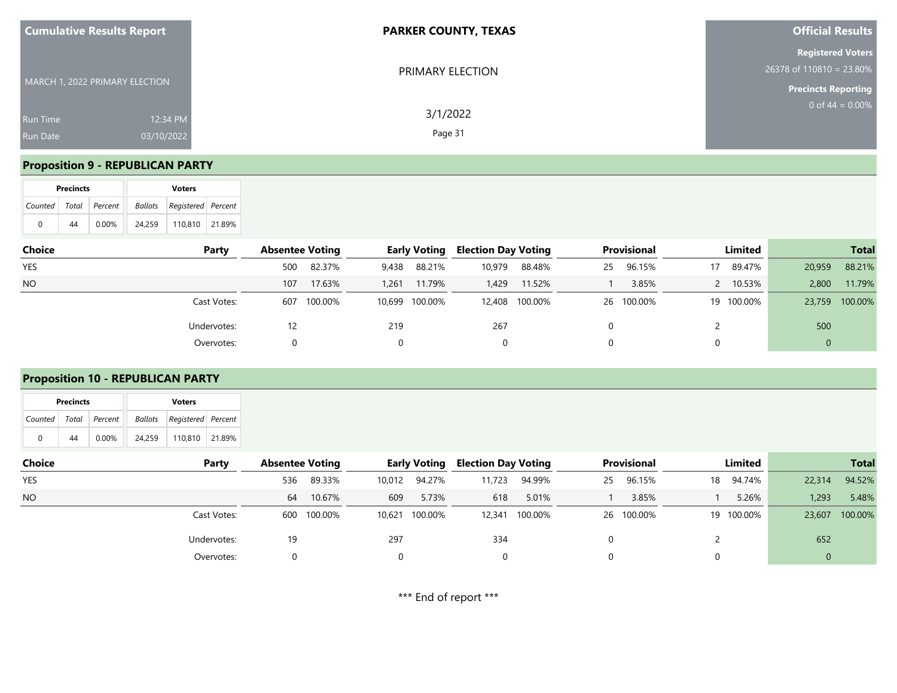## Proposition 9 - REPUBLICAN PARTY

| Precincts | | | Voters | | |
|---|---|---|---|---|---|
| Counted | Total | Percent | Ballots | Registered | Percent |
| 0 | 44 | 0.00% | 24,259 | 110,810 | 21.89% |

| Choice | Party | Absentee Voting | | Early Voting | | Election Day Voting | | Provisional | | Limited | | Total | |
|---|---|---|---|---|---|---|---|---|---|---|---|---|---|
| YES | | 500 | 82.37% | 9,438 | 88.21% | 10,979 | 88.48% | 25 | 96.15% | 17 | 89.47% | 20,959 | 88.21% |
| NO | | 107 | 17.63% | 1,261 | 11.79% | 1,429 | 11.52% | 1 | 3.85% | 2 | 10.53% | 2,800 | 11.79% |
| | Cast Votes: | 607 | 100.00% | 10,699 | 100.00% | 12,408 | 100.00% | 26 | 100.00% | 19 | 100.00% | 23,759 | 100.00% |
| | Undervotes: | 12 | | 219 | | 267 | | 0 | | 2 | | 500 | |
| | Overvotes: | 0 | | 0 | | 0 | | 0 | | 0 | | 0 | |

## Proposition 10 - REPUBLICAN PARTY

| Precincts | | | Voters | | |
|---|---|---|---|---|---|
| Counted | Total | Percent | Ballots | Registered | Percent |
| 0 | 44 | 0.00% | 24,259 | 110,810 | 21.89% |

| Choice | Party | Absentee Voting | | Early Voting | | Election Day Voting | | Provisional | | Limited | | Total | |
|---|---|---|---|---|---|---|---|---|---|---|---|---|---|
| YES | | 536 | 89.33% | 10,012 | 94.27% | 11,723 | 94.99% | 25 | 96.15% | 18 | 94.74% | 22,314 | 94.52% |
| NO | | 64 | 10.67% | 609 | 5.73% | 618 | 5.01% | 1 | 3.85% | 1 | 5.26% | 1,293 | 5.48% |
| | Cast Votes: | 600 | 100.00% | 10,621 | 100.00% | 12,341 | 100.00% | 26 | 100.00% | 19 | 100.00% | 23,607 | 100.00% |
| | Undervotes: | 19 | | 297 | | 334 | | 0 | | 2 | | 652 | |
| | Overvotes: | 0 | | 0 | | 0 | | 0 | | 0 | | 0 | |

*** End of report ***